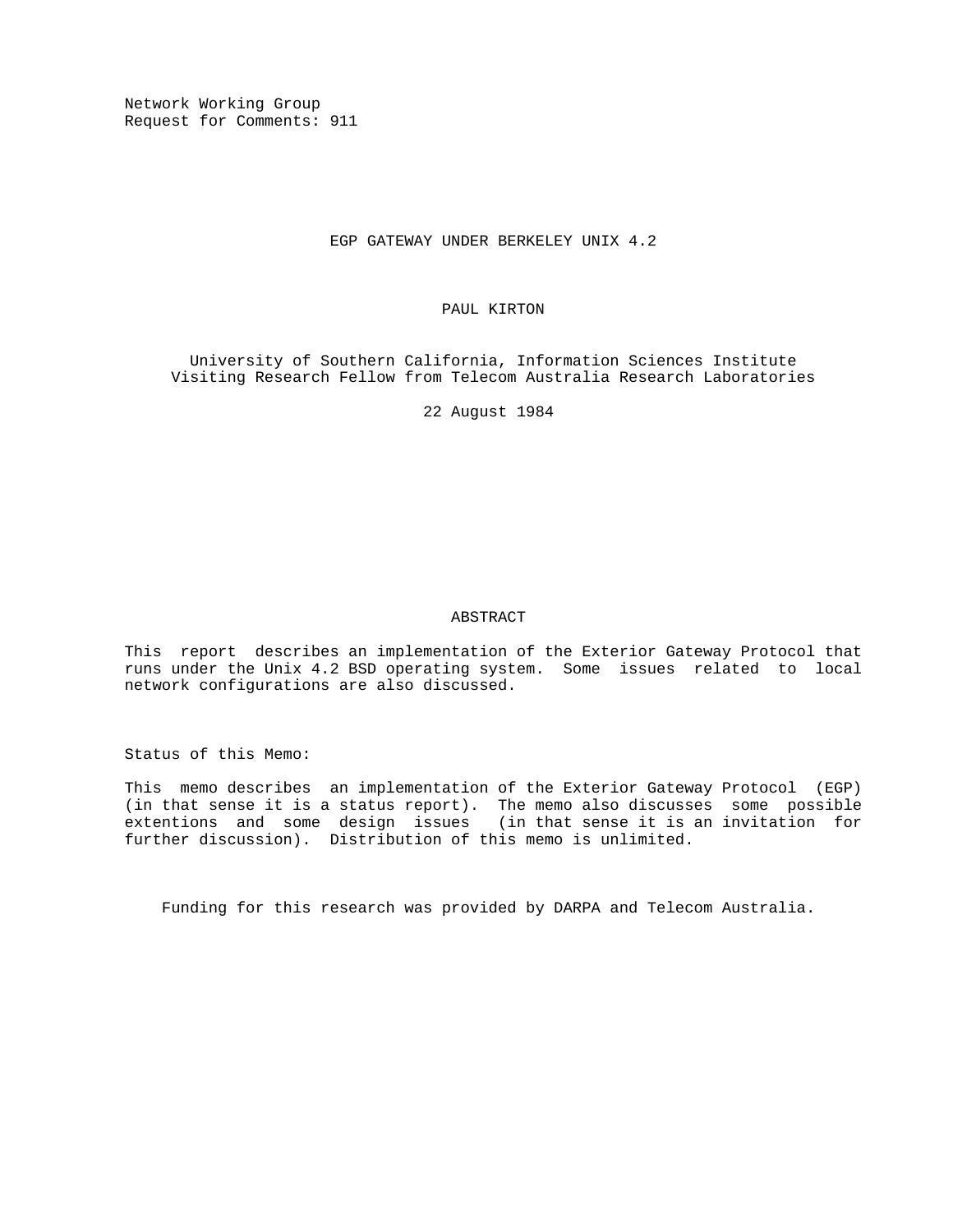Network Working Group
Request for Comments: 911

# EGP GATEWAY UNDER BERKELEY UNIX 4.2

PAUL KIRTON

University of Southern California, Information Sciences Institute
Visiting Research Fellow from Telecom Australia Research Laboratories

22 August 1984

## ABSTRACT

This report describes an implementation of the Exterior Gateway Protocol that runs under the Unix 4.2 BSD operating system. Some issues related to local network configurations are also discussed.

Status of this Memo:

This memo describes an implementation of the Exterior Gateway Protocol (EGP) (in that sense it is a status report). The memo also discusses some possible extentions and some design issues (in that sense it is an invitation for further discussion). Distribution of this memo is unlimited.

Funding for this research was provided by DARPA and Telecom Australia.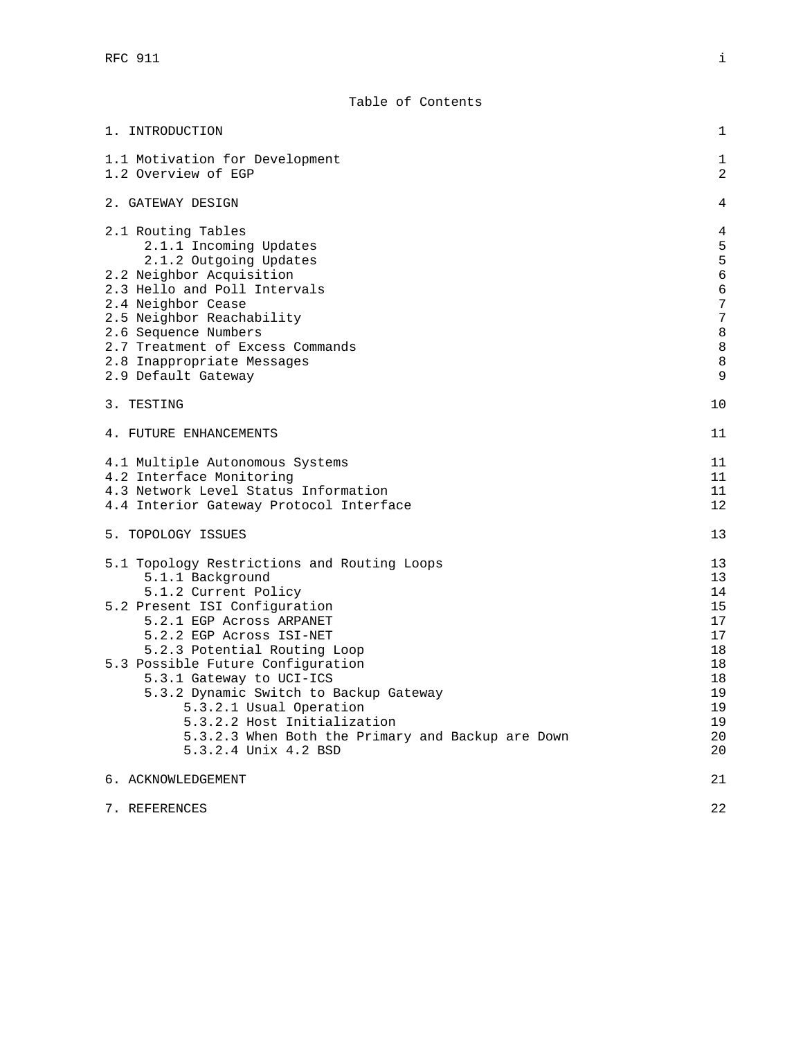# Table of Contents

| | |
|---|---|
| 1. INTRODUCTION | 1 |
| 1.1 Motivation for Development | 1 |
| 1.2 Overview of EGP | 2 |
| 2. GATEWAY DESIGN | 4 |
| 2.1 Routing Tables | 4 |
| 2.1.1 Incoming Updates | 5 |
| 2.1.2 Outgoing Updates | 5 |
| 2.2 Neighbor Acquisition | 6 |
| 2.3 Hello and Poll Intervals | 6 |
| 2.4 Neighbor Cease | 7 |
| 2.5 Neighbor Reachability | 7 |
| 2.6 Sequence Numbers | 8 |
| 2.7 Treatment of Excess Commands | 8 |
| 2.8 Inappropriate Messages | 8 |
| 2.9 Default Gateway | 9 |
| 3. TESTING | 10 |
| 4. FUTURE ENHANCEMENTS | 11 |
| 4.1 Multiple Autonomous Systems | 11 |
| 4.2 Interface Monitoring | 11 |
| 4.3 Network Level Status Information | 11 |
| 4.4 Interior Gateway Protocol Interface | 12 |
| 5. TOPOLOGY ISSUES | 13 |
| 5.1 Topology Restrictions and Routing Loops | 13 |
| 5.1.1 Background | 13 |
| 5.1.2 Current Policy | 14 |
| 5.2 Present ISI Configuration | 15 |
| 5.2.1 EGP Across ARPANET | 17 |
| 5.2.2 EGP Across ISI-NET | 17 |
| 5.2.3 Potential Routing Loop | 18 |
| 5.3 Possible Future Configuration | 18 |
| 5.3.1 Gateway to UCI-ICS | 18 |
| 5.3.2 Dynamic Switch to Backup Gateway | 19 |
| 5.3.2.1 Usual Operation | 19 |
| 5.3.2.2 Host Initialization | 19 |
| 5.3.2.3 When Both the Primary and Backup are Down | 20 |
| 5.3.2.4 Unix 4.2 BSD | 20 |
| 6. ACKNOWLEDGEMENT | 21 |
| 7. REFERENCES | 22 |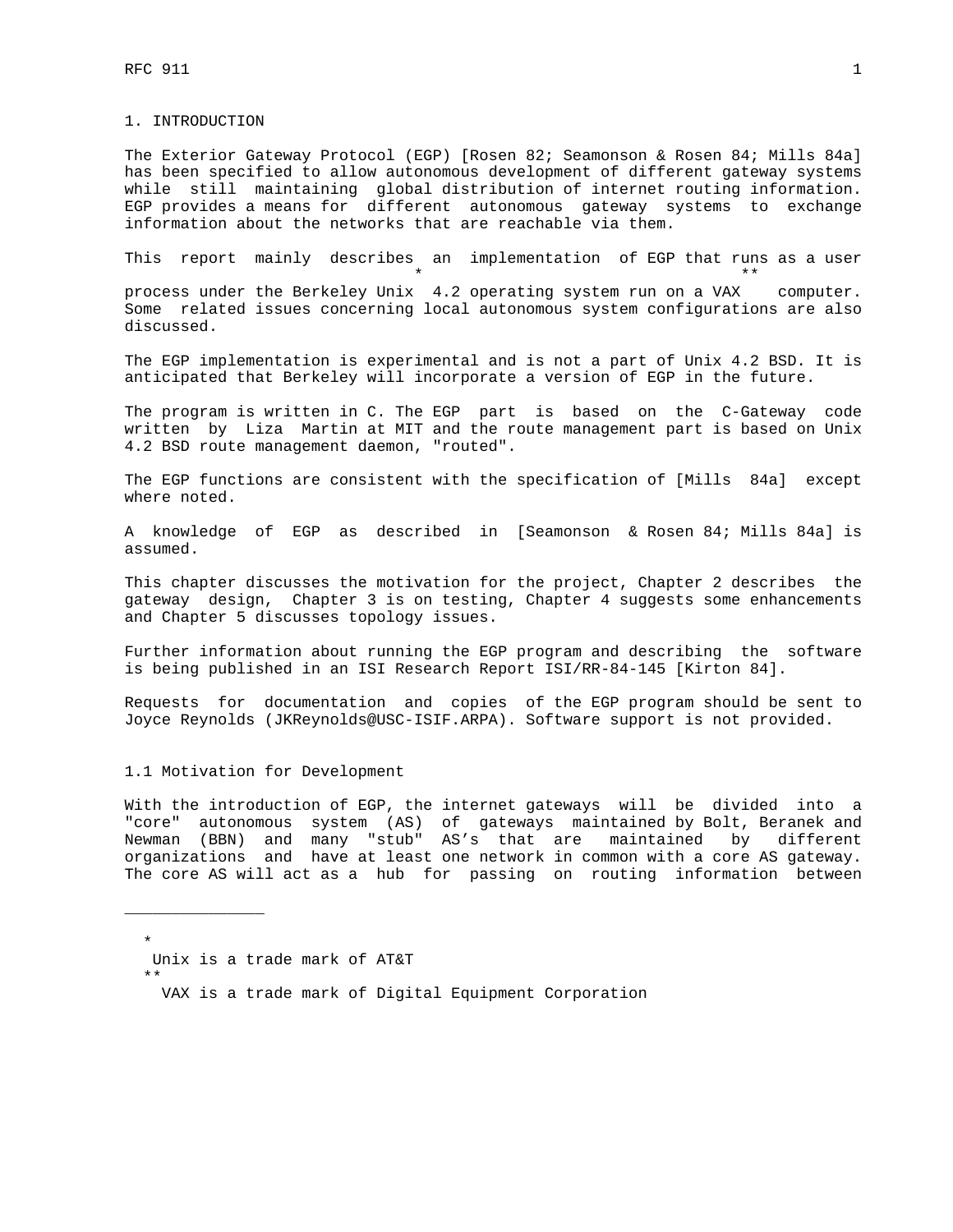# 1. INTRODUCTION

The Exterior Gateway Protocol (EGP) [Rosen 82; Seamonson & Rosen 84; Mills 84a] has been specified to allow autonomous development of different gateway systems while still maintaining global distribution of internet routing information. EGP provides a means for different autonomous gateway systems to exchange information about the networks that are reachable via them.

This report mainly describes an implementation of EGP that runs as a user process under the Berkeley Unix* 4.2 operating system run on a VAX** computer. Some related issues concerning local autonomous system configurations are also discussed.

The EGP implementation is experimental and is not a part of Unix 4.2 BSD. It is anticipated that Berkeley will incorporate a version of EGP in the future.

The program is written in C. The EGP part is based on the C-Gateway code written by Liza Martin at MIT and the route management part is based on Unix 4.2 BSD route management daemon, "routed".

The EGP functions are consistent with the specification of [Mills 84a] except where noted.

A knowledge of EGP as described in [Seamonson & Rosen 84; Mills 84a] is assumed.

This chapter discusses the motivation for the project, Chapter 2 describes the gateway design, Chapter 3 is on testing, Chapter 4 suggests some enhancements and Chapter 5 discusses topology issues.

Further information about running the EGP program and describing the software is being published in an ISI Research Report ISI/RR-84-145 [Kirton 84].

Requests for documentation and copies of the EGP program should be sent to Joyce Reynolds (JKReynolds@USC-ISIF.ARPA). Software support is not provided.

## 1.1 Motivation for Development

With the introduction of EGP, the internet gateways will be divided into a "core" autonomous system (AS) of gateways maintained by Bolt, Beranek and Newman (BBN) and many "stub" AS's that are maintained by different organizations and have at least one network in common with a core AS gateway. The core AS will act as a hub for passing on routing information between

---

\* Unix is a trade mark of AT&T

\*\* VAX is a trade mark of Digital Equipment Corporation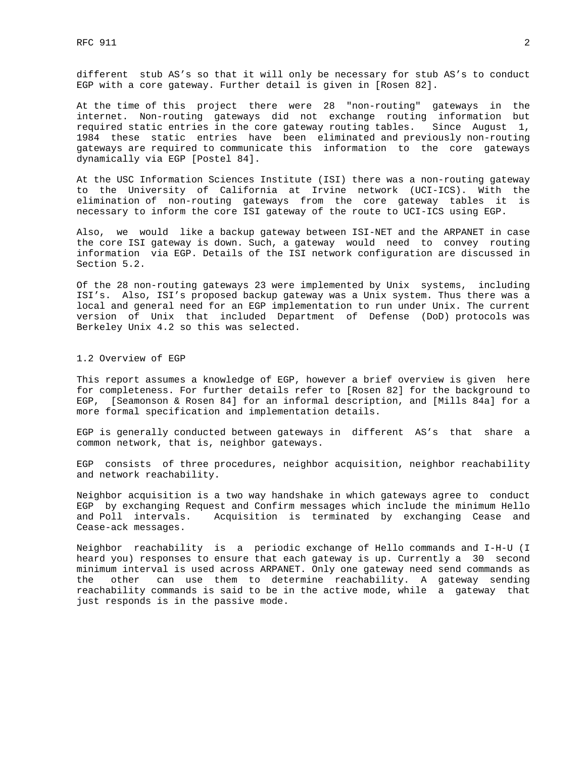different stub AS's so that it will only be necessary for stub AS's to conduct EGP with a core gateway. Further detail is given in [Rosen 82].

At the time of this project there were 28 "non-routing" gateways in the internet. Non-routing gateways did not exchange routing information but required static entries in the core gateway routing tables. Since August 1, 1984 these static entries have been eliminated and previously non-routing gateways are required to communicate this information to the core gateways dynamically via EGP [Postel 84].

At the USC Information Sciences Institute (ISI) there was a non-routing gateway to the University of California at Irvine network (UCI-ICS). With the elimination of non-routing gateways from the core gateway tables it is necessary to inform the core ISI gateway of the route to UCI-ICS using EGP.

Also, we would like a backup gateway between ISI-NET and the ARPANET in case the core ISI gateway is down. Such, a gateway would need to convey routing information via EGP. Details of the ISI network configuration are discussed in Section 5.2.

Of the 28 non-routing gateways 23 were implemented by Unix systems, including ISI's. Also, ISI's proposed backup gateway was a Unix system. Thus there was a local and general need for an EGP implementation to run under Unix. The current version of Unix that included Department of Defense (DoD) protocols was Berkeley Unix 4.2 so this was selected.

### 1.2 Overview of EGP

This report assumes a knowledge of EGP, however a brief overview is given here for completeness. For further details refer to [Rosen 82] for the background to EGP, [Seamonson & Rosen 84] for an informal description, and [Mills 84a] for a more formal specification and implementation details.

EGP is generally conducted between gateways in different AS's that share a common network, that is, neighbor gateways.

EGP consists of three procedures, neighbor acquisition, neighbor reachability and network reachability.

Neighbor acquisition is a two way handshake in which gateways agree to conduct EGP by exchanging Request and Confirm messages which include the minimum Hello and Poll intervals. Acquisition is terminated by exchanging Cease and Cease-ack messages.

Neighbor reachability is a periodic exchange of Hello commands and I-H-U (I heard you) responses to ensure that each gateway is up. Currently a 30 second minimum interval is used across ARPANET. Only one gateway need send commands as the other can use them to determine reachability. A gateway sending reachability commands is said to be in the active mode, while a gateway that just responds is in the passive mode.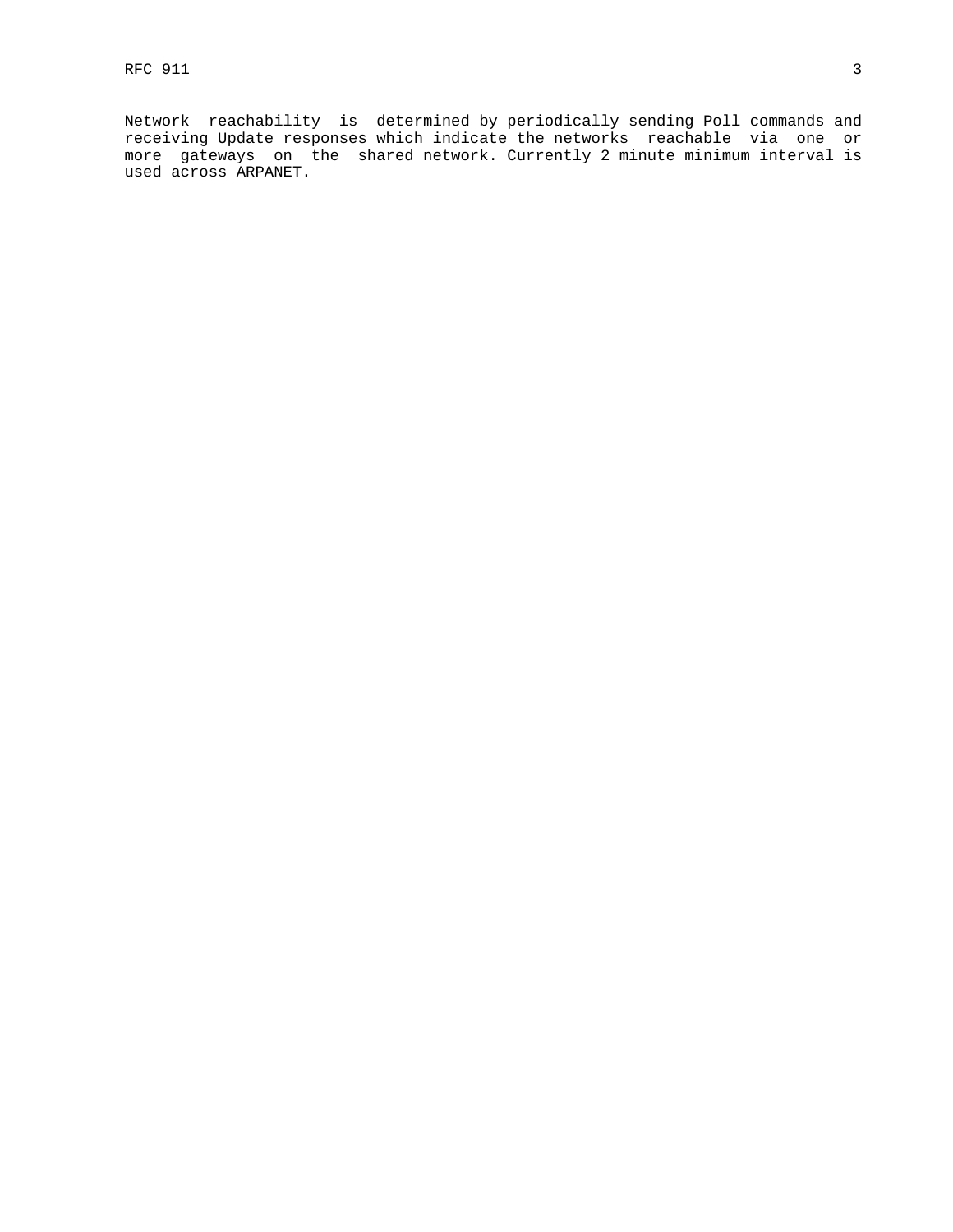Network reachability is determined by periodically sending Poll commands and receiving Update responses which indicate the networks reachable via one or more gateways on the shared network. Currently 2 minute minimum interval is used across ARPANET.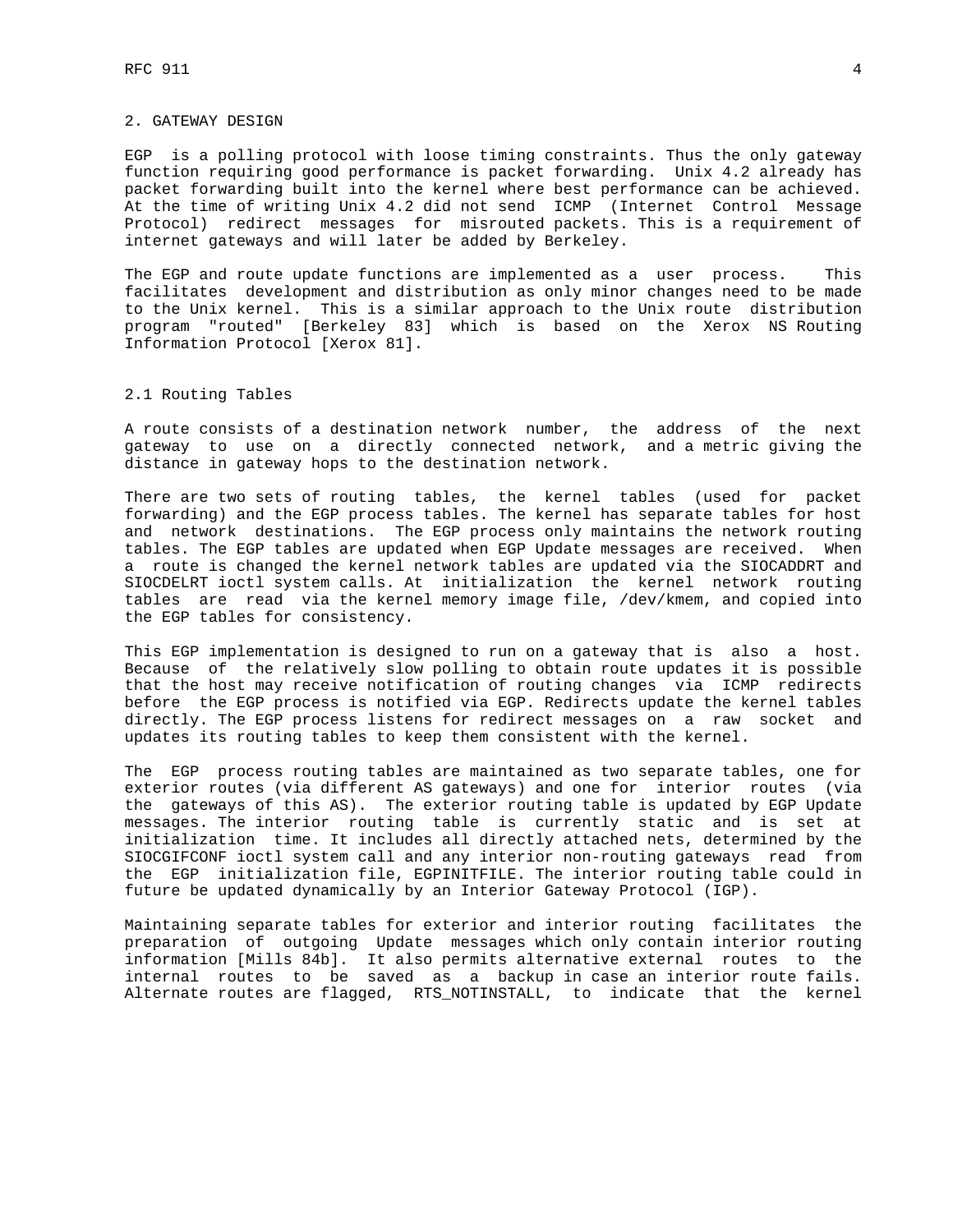## 2. GATEWAY DESIGN

EGP is a polling protocol with loose timing constraints. Thus the only gateway function requiring good performance is packet forwarding. Unix 4.2 already has packet forwarding built into the kernel where best performance can be achieved. At the time of writing Unix 4.2 did not send ICMP (Internet Control Message Protocol) redirect messages for misrouted packets. This is a requirement of internet gateways and will later be added by Berkeley.

The EGP and route update functions are implemented as a user process. This facilitates development and distribution as only minor changes need to be made to the Unix kernel. This is a similar approach to the Unix route distribution program "routed" [Berkeley 83] which is based on the Xerox NS Routing Information Protocol [Xerox 81].

### 2.1 Routing Tables

A route consists of a destination network number, the address of the next gateway to use on a directly connected network, and a metric giving the distance in gateway hops to the destination network.

There are two sets of routing tables, the kernel tables (used for packet forwarding) and the EGP process tables. The kernel has separate tables for host and network destinations. The EGP process only maintains the network routing tables. The EGP tables are updated when EGP Update messages are received. When a route is changed the kernel network tables are updated via the SIOCADDRT and SIOCDELRT ioctl system calls. At initialization the kernel network routing tables are read via the kernel memory image file, /dev/kmem, and copied into the EGP tables for consistency.

This EGP implementation is designed to run on a gateway that is also a host. Because of the relatively slow polling to obtain route updates it is possible that the host may receive notification of routing changes via ICMP redirects before the EGP process is notified via EGP. Redirects update the kernel tables directly. The EGP process listens for redirect messages on a raw socket and updates its routing tables to keep them consistent with the kernel.

The EGP process routing tables are maintained as two separate tables, one for exterior routes (via different AS gateways) and one for interior routes (via the gateways of this AS). The exterior routing table is updated by EGP Update messages. The interior routing table is currently static and is set at initialization time. It includes all directly attached nets, determined by the SIOCGIFCONF ioctl system call and any interior non-routing gateways read from the EGP initialization file, EGPINITFILE. The interior routing table could in future be updated dynamically by an Interior Gateway Protocol (IGP).

Maintaining separate tables for exterior and interior routing facilitates the preparation of outgoing Update messages which only contain interior routing information [Mills 84b]. It also permits alternative external routes to the internal routes to be saved as a backup in case an interior route fails. Alternate routes are flagged, RTS_NOTINSTALL, to indicate that the kernel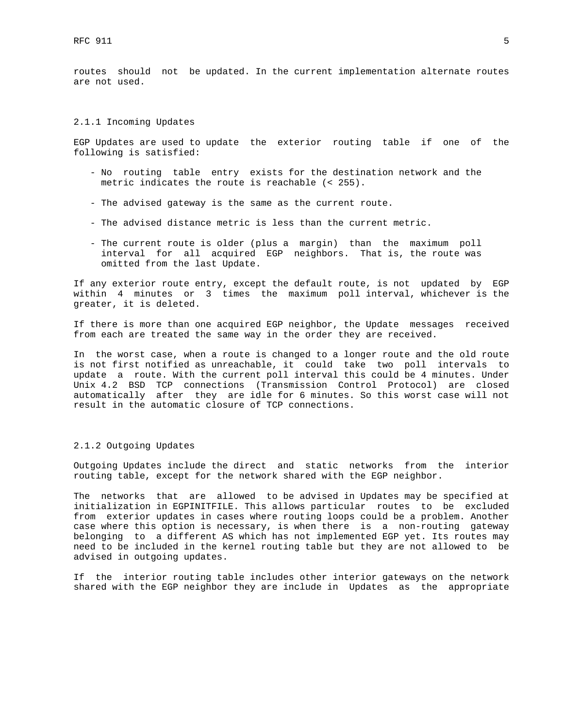routes should not be updated. In the current implementation alternate routes are not used.

### 2.1.1 Incoming Updates

EGP Updates are used to update the exterior routing table if one of the following is satisfied:

- No routing table entry exists for the destination network and the metric indicates the route is reachable (< 255).
- The advised gateway is the same as the current route.
- The advised distance metric is less than the current metric.
- The current route is older (plus a margin) than the maximum poll interval for all acquired EGP neighbors. That is, the route was omitted from the last Update.

If any exterior route entry, except the default route, is not updated by EGP within 4 minutes or 3 times the maximum poll interval, whichever is the greater, it is deleted.

If there is more than one acquired EGP neighbor, the Update messages received from each are treated the same way in the order they are received.

In the worst case, when a route is changed to a longer route and the old route is not first notified as unreachable, it could take two poll intervals to update a route. With the current poll interval this could be 4 minutes. Under Unix 4.2 BSD TCP connections (Transmission Control Protocol) are closed automatically after they are idle for 6 minutes. So this worst case will not result in the automatic closure of TCP connections.

### 2.1.2 Outgoing Updates

Outgoing Updates include the direct and static networks from the interior routing table, except for the network shared with the EGP neighbor.

The networks that are allowed to be advised in Updates may be specified at initialization in EGPINITFILE. This allows particular routes to be excluded from exterior updates in cases where routing loops could be a problem. Another case where this option is necessary, is when there is a non-routing gateway belonging to a different AS which has not implemented EGP yet. Its routes may need to be included in the kernel routing table but they are not allowed to be advised in outgoing updates.

If the interior routing table includes other interior gateways on the network shared with the EGP neighbor they are include in Updates as the appropriate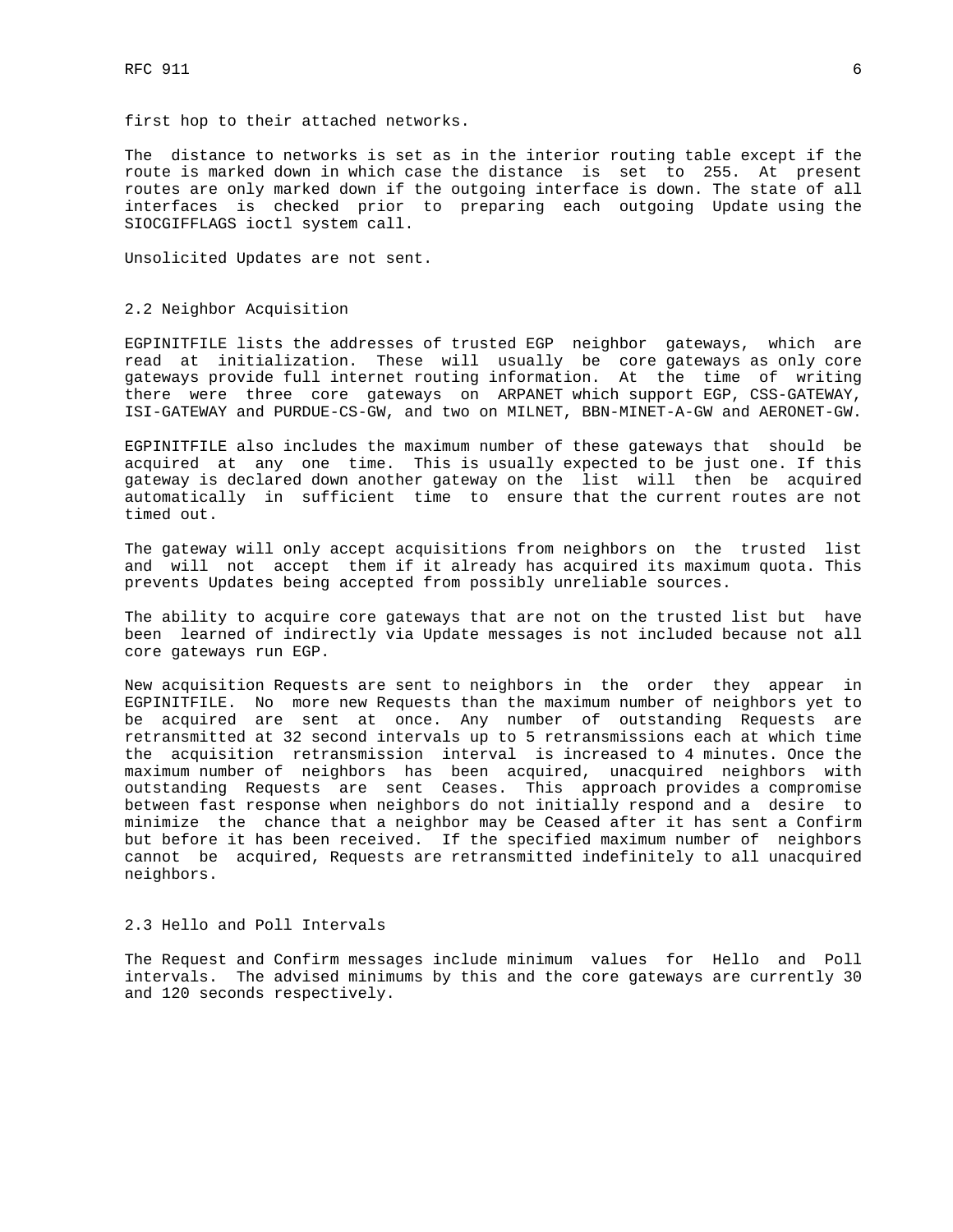first hop to their attached networks.

The distance to networks is set as in the interior routing table except if the route is marked down in which case the distance is set to 255. At present routes are only marked down if the outgoing interface is down. The state of all interfaces is checked prior to preparing each outgoing Update using the SIOCGIFFLAGS ioctl system call.

Unsolicited Updates are not sent.

## 2.2 Neighbor Acquisition

EGPINITFILE lists the addresses of trusted EGP neighbor gateways, which are read at initialization. These will usually be core gateways as only core gateways provide full internet routing information. At the time of writing there were three core gateways on ARPANET which support EGP, CSS-GATEWAY, ISI-GATEWAY and PURDUE-CS-GW, and two on MILNET, BBN-MINET-A-GW and AERONET-GW.

EGPINITFILE also includes the maximum number of these gateways that should be acquired at any one time. This is usually expected to be just one. If this gateway is declared down another gateway on the list will then be acquired automatically in sufficient time to ensure that the current routes are not timed out.

The gateway will only accept acquisitions from neighbors on the trusted list and will not accept them if it already has acquired its maximum quota. This prevents Updates being accepted from possibly unreliable sources.

The ability to acquire core gateways that are not on the trusted list but have been learned of indirectly via Update messages is not included because not all core gateways run EGP.

New acquisition Requests are sent to neighbors in the order they appear in EGPINITFILE. No more new Requests than the maximum number of neighbors yet to be acquired are sent at once. Any number of outstanding Requests are retransmitted at 32 second intervals up to 5 retransmissions each at which time the acquisition retransmission interval is increased to 4 minutes. Once the maximum number of neighbors has been acquired, unacquired neighbors with outstanding Requests are sent Ceases. This approach provides a compromise between fast response when neighbors do not initially respond and a desire to minimize the chance that a neighbor may be Ceased after it has sent a Confirm but before it has been received. If the specified maximum number of neighbors cannot be acquired, Requests are retransmitted indefinitely to all unacquired neighbors.

## 2.3 Hello and Poll Intervals

The Request and Confirm messages include minimum values for Hello and Poll intervals. The advised minimums by this and the core gateways are currently 30 and 120 seconds respectively.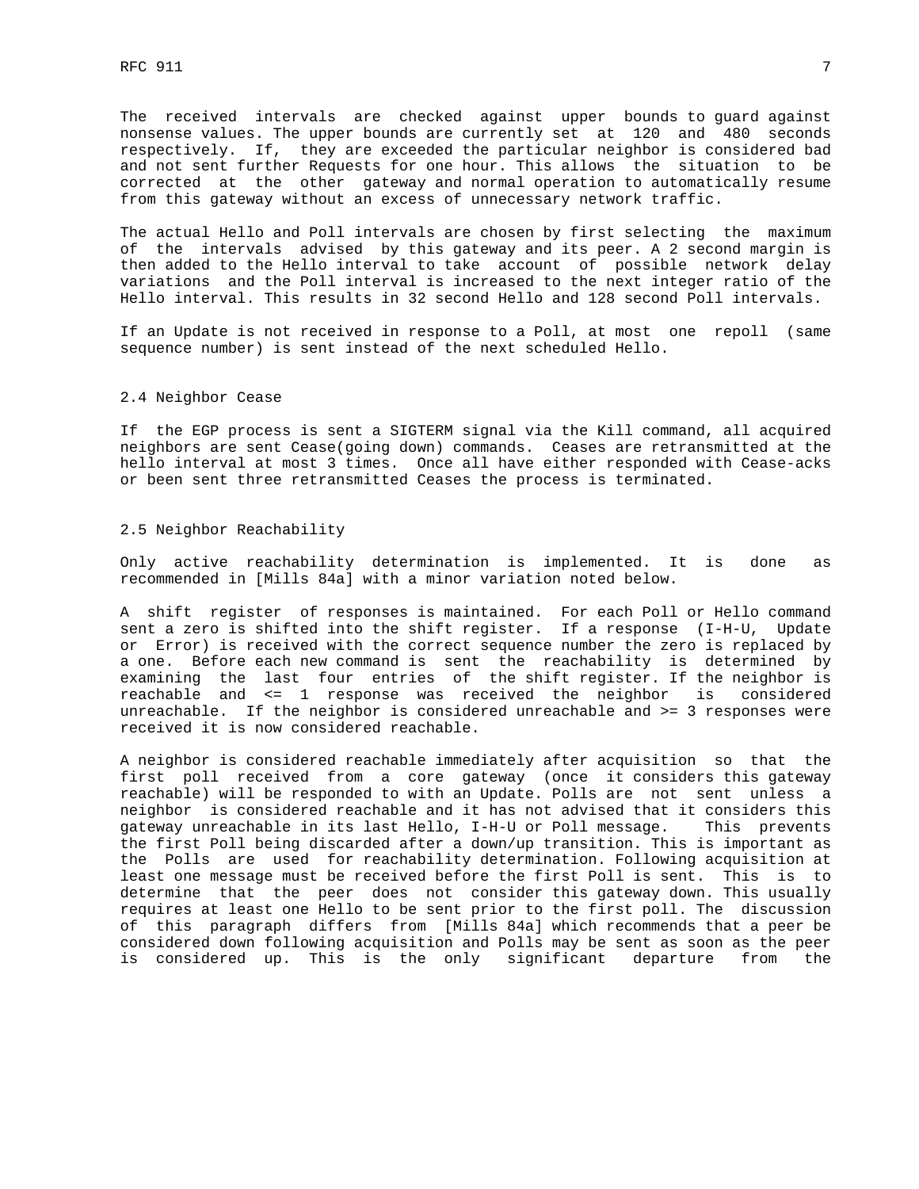The received intervals are checked against upper bounds to guard against nonsense values. The upper bounds are currently set at 120 and 480 seconds respectively. If, they are exceeded the particular neighbor is considered bad and not sent further Requests for one hour. This allows the situation to be corrected at the other gateway and normal operation to automatically resume from this gateway without an excess of unnecessary network traffic.

The actual Hello and Poll intervals are chosen by first selecting the maximum of the intervals advised by this gateway and its peer. A 2 second margin is then added to the Hello interval to take account of possible network delay variations and the Poll interval is increased to the next integer ratio of the Hello interval. This results in 32 second Hello and 128 second Poll intervals.

If an Update is not received in response to a Poll, at most one repoll (same sequence number) is sent instead of the next scheduled Hello.

## 2.4 Neighbor Cease

If the EGP process is sent a SIGTERM signal via the Kill command, all acquired neighbors are sent Cease(going down) commands. Ceases are retransmitted at the hello interval at most 3 times. Once all have either responded with Cease-acks or been sent three retransmitted Ceases the process is terminated.

## 2.5 Neighbor Reachability

Only active reachability determination is implemented. It is done as recommended in [Mills 84a] with a minor variation noted below.

A shift register of responses is maintained. For each Poll or Hello command sent a zero is shifted into the shift register. If a response (I-H-U, Update or Error) is received with the correct sequence number the zero is replaced by a one. Before each new command is sent the reachability is determined by examining the last four entries of the shift register. If the neighbor is reachable and <= 1 response was received the neighbor is considered unreachable. If the neighbor is considered unreachable and >= 3 responses were received it is now considered reachable.

A neighbor is considered reachable immediately after acquisition so that the first poll received from a core gateway (once it considers this gateway reachable) will be responded to with an Update. Polls are not sent unless a neighbor is considered reachable and it has not advised that it considers this gateway unreachable in its last Hello, I-H-U or Poll message. This prevents the first Poll being discarded after a down/up transition. This is important as the Polls are used for reachability determination. Following acquisition at least one message must be received before the first Poll is sent. This is to determine that the peer does not consider this gateway down. This usually requires at least one Hello to be sent prior to the first poll. The discussion of this paragraph differs from [Mills 84a] which recommends that a peer be considered down following acquisition and Polls may be sent as soon as the peer is considered up. This is the only significant departure from the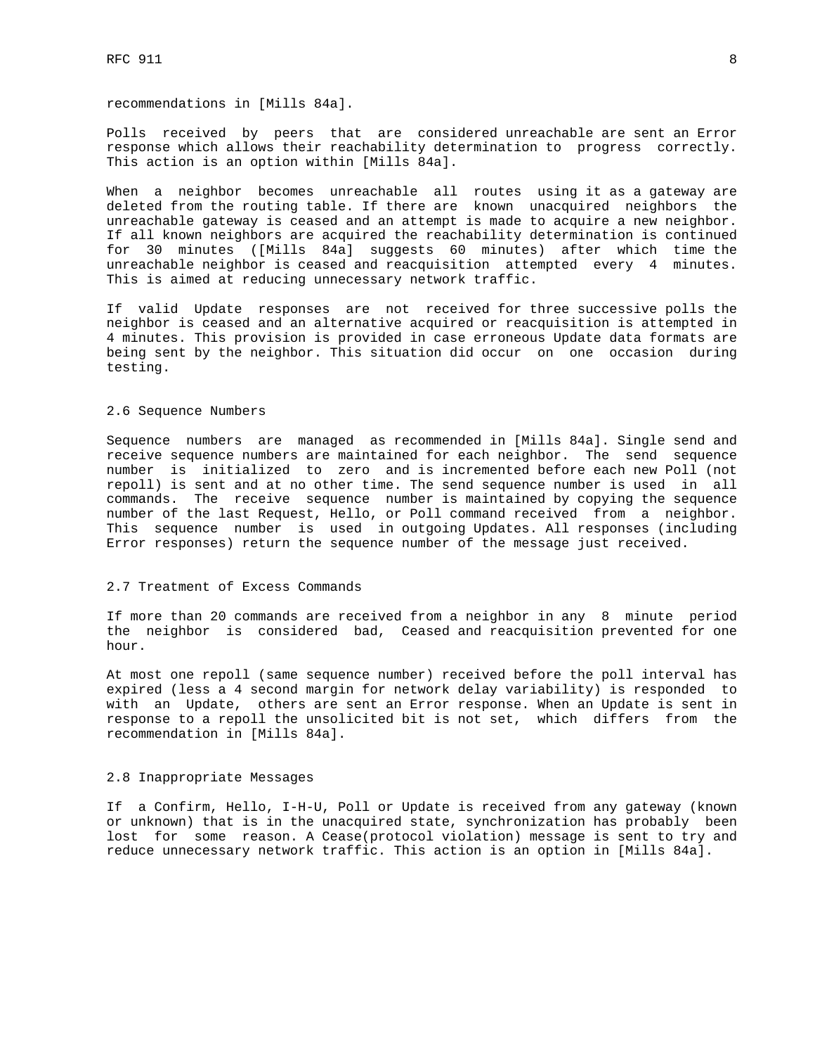recommendations in [Mills 84a].

Polls received by peers that are considered unreachable are sent an Error response which allows their reachability determination to progress correctly. This action is an option within [Mills 84a].

When a neighbor becomes unreachable all routes using it as a gateway are deleted from the routing table. If there are known unacquired neighbors the unreachable gateway is ceased and an attempt is made to acquire a new neighbor. If all known neighbors are acquired the reachability determination is continued for 30 minutes ([Mills 84a] suggests 60 minutes) after which time the unreachable neighbor is ceased and reacquisition attempted every 4 minutes. This is aimed at reducing unnecessary network traffic.

If valid Update responses are not received for three successive polls the neighbor is ceased and an alternative acquired or reacquisition is attempted in 4 minutes. This provision is provided in case erroneous Update data formats are being sent by the neighbor. This situation did occur on one occasion during testing.

### 2.6 Sequence Numbers

Sequence numbers are managed as recommended in [Mills 84a]. Single send and receive sequence numbers are maintained for each neighbor. The send sequence number is initialized to zero and is incremented before each new Poll (not repoll) is sent and at no other time. The send sequence number is used in all commands. The receive sequence number is maintained by copying the sequence number of the last Request, Hello, or Poll command received from a neighbor. This sequence number is used in outgoing Updates. All responses (including Error responses) return the sequence number of the message just received.

### 2.7 Treatment of Excess Commands

If more than 20 commands are received from a neighbor in any 8 minute period the neighbor is considered bad, Ceased and reacquisition prevented for one hour.

At most one repoll (same sequence number) received before the poll interval has expired (less a 4 second margin for network delay variability) is responded to with an Update, others are sent an Error response. When an Update is sent in response to a repoll the unsolicited bit is not set, which differs from the recommendation in [Mills 84a].

### 2.8 Inappropriate Messages

If a Confirm, Hello, I-H-U, Poll or Update is received from any gateway (known or unknown) that is in the unacquired state, synchronization has probably been lost for some reason. A Cease(protocol violation) message is sent to try and reduce unnecessary network traffic. This action is an option in [Mills 84a].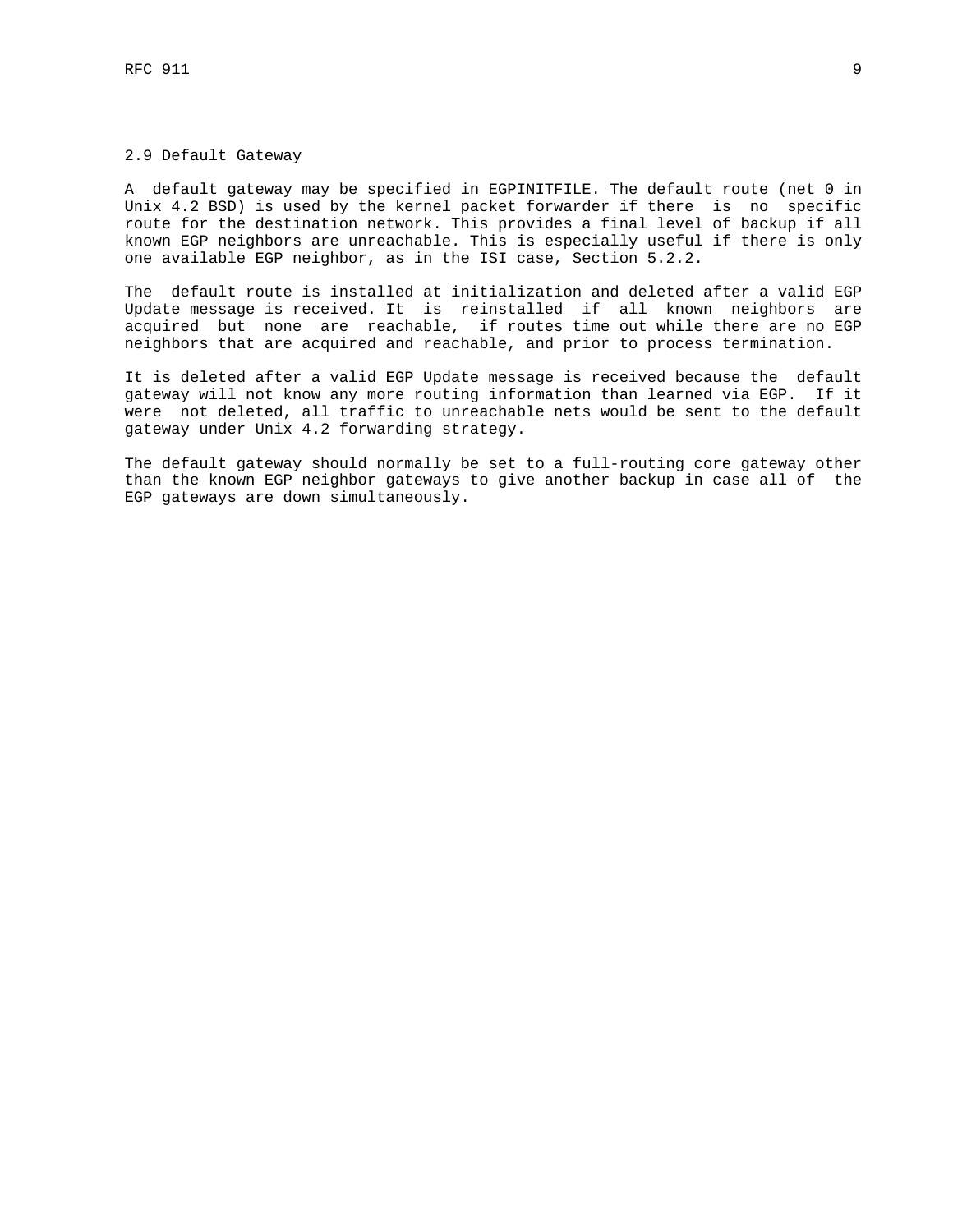## 2.9 Default Gateway

A default gateway may be specified in EGPINITFILE. The default route (net 0 in Unix 4.2 BSD) is used by the kernel packet forwarder if there is no specific route for the destination network. This provides a final level of backup if all known EGP neighbors are unreachable. This is especially useful if there is only one available EGP neighbor, as in the ISI case, Section 5.2.2.

The default route is installed at initialization and deleted after a valid EGP Update message is received. It is reinstalled if all known neighbors are acquired but none are reachable, if routes time out while there are no EGP neighbors that are acquired and reachable, and prior to process termination.

It is deleted after a valid EGP Update message is received because the default gateway will not know any more routing information than learned via EGP. If it were not deleted, all traffic to unreachable nets would be sent to the default gateway under Unix 4.2 forwarding strategy.

The default gateway should normally be set to a full-routing core gateway other than the known EGP neighbor gateways to give another backup in case all of the EGP gateways are down simultaneously.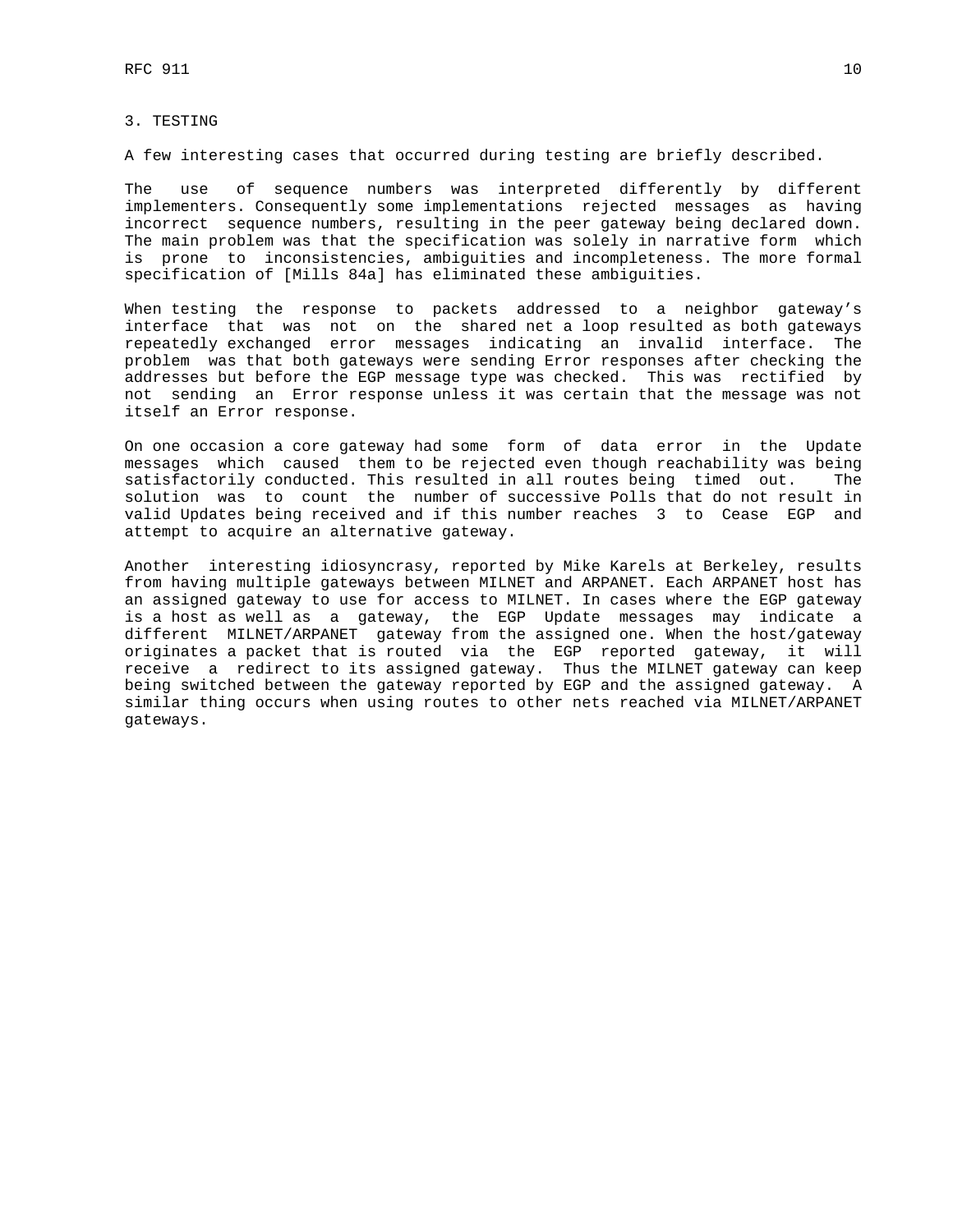## 3. TESTING

A few interesting cases that occurred during testing are briefly described.

The use of sequence numbers was interpreted differently by different implementers. Consequently some implementations rejected messages as having incorrect sequence numbers, resulting in the peer gateway being declared down. The main problem was that the specification was solely in narrative form which is prone to inconsistencies, ambiguities and incompleteness. The more formal specification of [Mills 84a] has eliminated these ambiguities.

When testing the response to packets addressed to a neighbor gateway's interface that was not on the shared net a loop resulted as both gateways repeatedly exchanged error messages indicating an invalid interface. The problem was that both gateways were sending Error responses after checking the addresses but before the EGP message type was checked. This was rectified by not sending an Error response unless it was certain that the message was not itself an Error response.

On one occasion a core gateway had some form of data error in the Update messages which caused them to be rejected even though reachability was being satisfactorily conducted. This resulted in all routes being timed out. The solution was to count the number of successive Polls that do not result in valid Updates being received and if this number reaches 3 to Cease EGP and attempt to acquire an alternative gateway.

Another interesting idiosyncrasy, reported by Mike Karels at Berkeley, results from having multiple gateways between MILNET and ARPANET. Each ARPANET host has an assigned gateway to use for access to MILNET. In cases where the EGP gateway is a host as well as a gateway, the EGP Update messages may indicate a different MILNET/ARPANET gateway from the assigned one. When the host/gateway originates a packet that is routed via the EGP reported gateway, it will receive a redirect to its assigned gateway. Thus the MILNET gateway can keep being switched between the gateway reported by EGP and the assigned gateway. A similar thing occurs when using routes to other nets reached via MILNET/ARPANET gateways.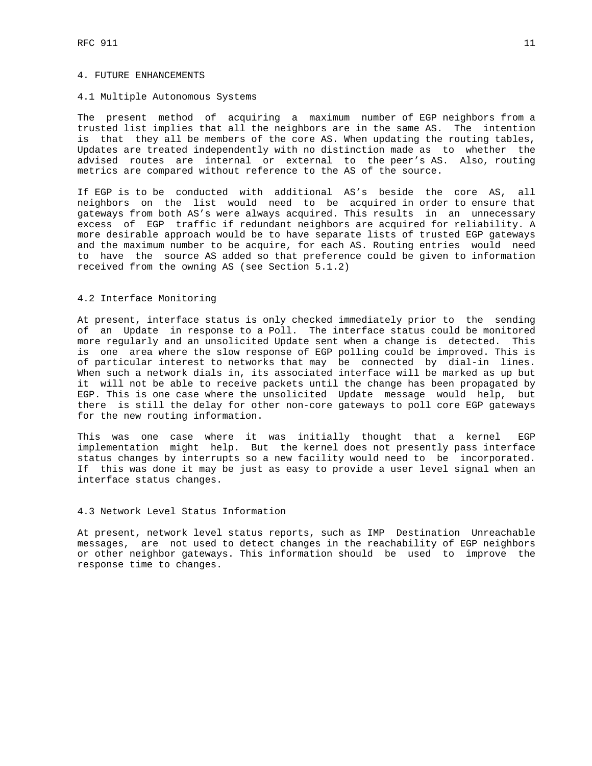# 4. FUTURE ENHANCEMENTS

## 4.1 Multiple Autonomous Systems

The present method of acquiring a maximum number of EGP neighbors from a trusted list implies that all the neighbors are in the same AS. The intention is that they all be members of the core AS. When updating the routing tables, Updates are treated independently with no distinction made as to whether the advised routes are internal or external to the peer's AS. Also, routing metrics are compared without reference to the AS of the source.

If EGP is to be conducted with additional AS's beside the core AS, all neighbors on the list would need to be acquired in order to ensure that gateways from both AS's were always acquired. This results in an unnecessary excess of EGP traffic if redundant neighbors are acquired for reliability. A more desirable approach would be to have separate lists of trusted EGP gateways and the maximum number to be acquire, for each AS. Routing entries would need to have the source AS added so that preference could be given to information received from the owning AS (see Section 5.1.2)

## 4.2 Interface Monitoring

At present, interface status is only checked immediately prior to the sending of an Update in response to a Poll. The interface status could be monitored more regularly and an unsolicited Update sent when a change is detected. This is one area where the slow response of EGP polling could be improved. This is of particular interest to networks that may be connected by dial-in lines. When such a network dials in, its associated interface will be marked as up but it will not be able to receive packets until the change has been propagated by EGP. This is one case where the unsolicited Update message would help, but there is still the delay for other non-core gateways to poll core EGP gateways for the new routing information.

This was one case where it was initially thought that a kernel EGP implementation might help. But the kernel does not presently pass interface status changes by interrupts so a new facility would need to be incorporated. If this was done it may be just as easy to provide a user level signal when an interface status changes.

## 4.3 Network Level Status Information

At present, network level status reports, such as IMP Destination Unreachable messages, are not used to detect changes in the reachability of EGP neighbors or other neighbor gateways. This information should be used to improve the response time to changes.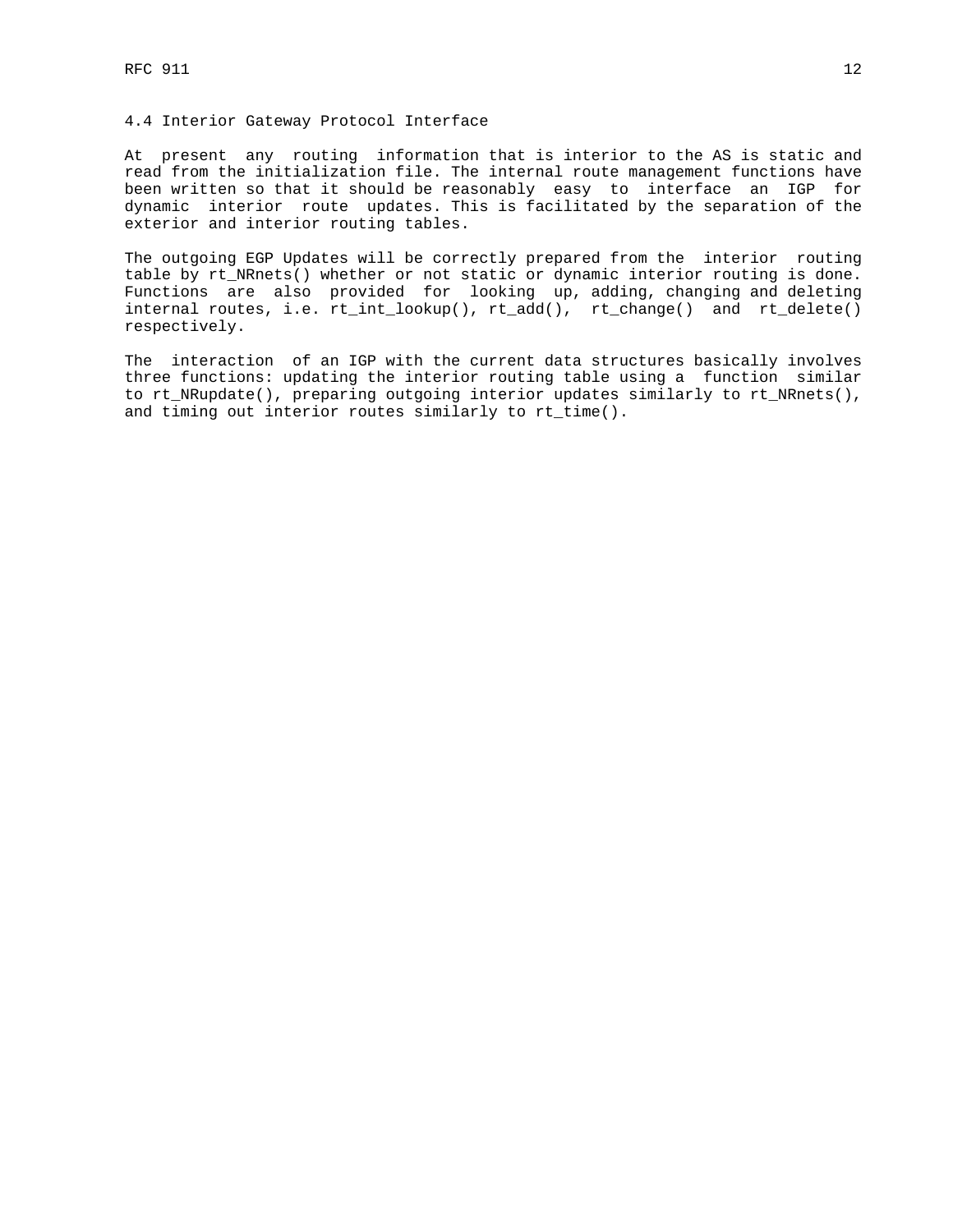### 4.4 Interior Gateway Protocol Interface

At present any routing information that is interior to the AS is static and read from the initialization file. The internal route management functions have been written so that it should be reasonably easy to interface an IGP for dynamic interior route updates. This is facilitated by the separation of the exterior and interior routing tables.

The outgoing EGP Updates will be correctly prepared from the interior routing table by rt_NRnets() whether or not static or dynamic interior routing is done. Functions are also provided for looking up, adding, changing and deleting internal routes, i.e. rt_int_lookup(), rt_add(), rt_change() and rt_delete() respectively.

The interaction of an IGP with the current data structures basically involves three functions: updating the interior routing table using a function similar to rt_NRupdate(), preparing outgoing interior updates similarly to rt_NRnets(), and timing out interior routes similarly to rt_time().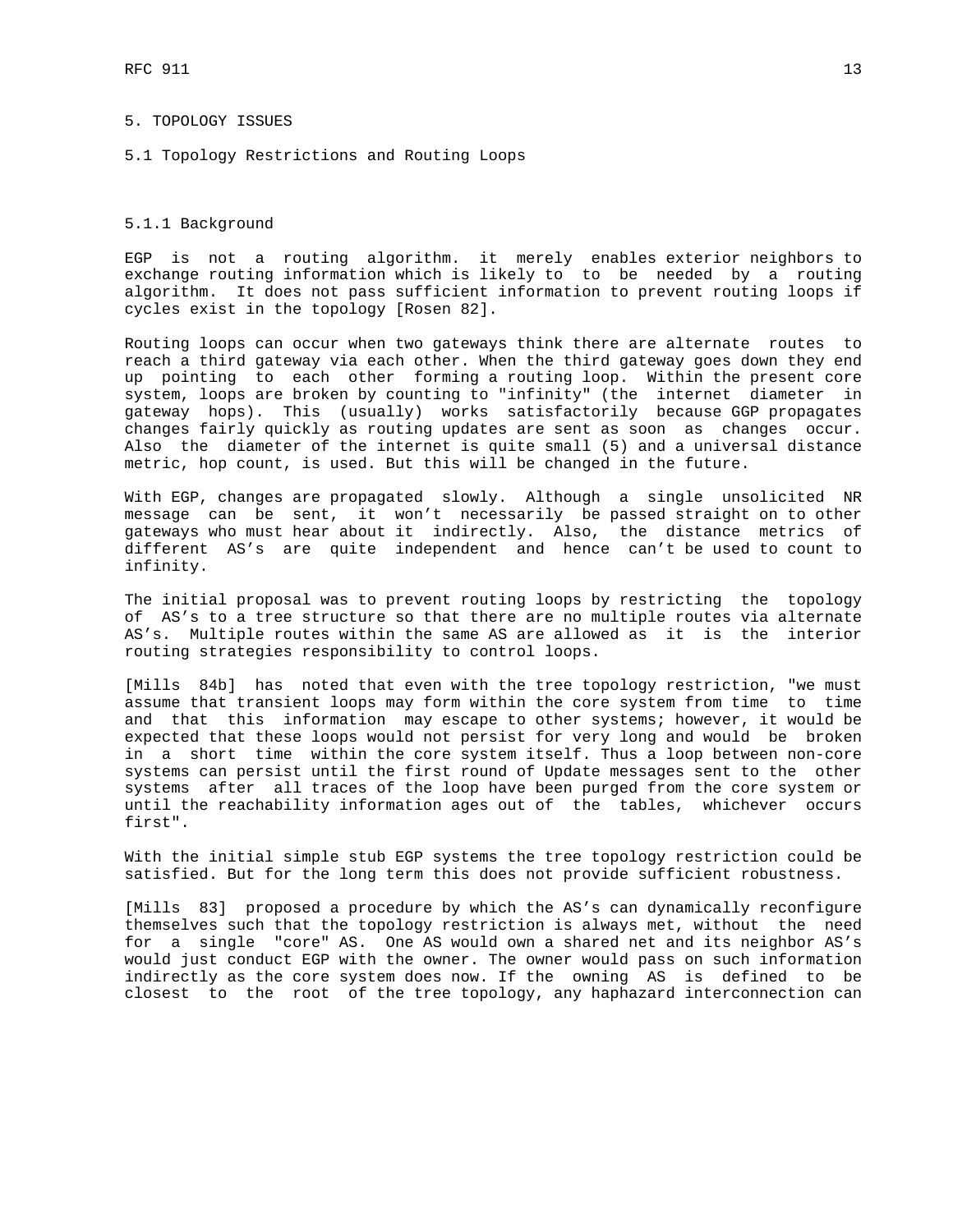## 5. TOPOLOGY ISSUES

### 5.1 Topology Restrictions and Routing Loops

#### 5.1.1 Background

EGP is not a routing algorithm. it merely enables exterior neighbors to exchange routing information which is likely to to be needed by a routing algorithm. It does not pass sufficient information to prevent routing loops if cycles exist in the topology [Rosen 82].

Routing loops can occur when two gateways think there are alternate routes to reach a third gateway via each other. When the third gateway goes down they end up pointing to each other forming a routing loop. Within the present core system, loops are broken by counting to "infinity" (the internet diameter in gateway hops). This (usually) works satisfactorily because GGP propagates changes fairly quickly as routing updates are sent as soon as changes occur. Also the diameter of the internet is quite small (5) and a universal distance metric, hop count, is used. But this will be changed in the future.

With EGP, changes are propagated slowly. Although a single unsolicited NR message can be sent, it won't necessarily be passed straight on to other gateways who must hear about it indirectly. Also, the distance metrics of different AS's are quite independent and hence can't be used to count to infinity.

The initial proposal was to prevent routing loops by restricting the topology of AS's to a tree structure so that there are no multiple routes via alternate AS's. Multiple routes within the same AS are allowed as it is the interior routing strategies responsibility to control loops.

[Mills 84b] has noted that even with the tree topology restriction, "we must assume that transient loops may form within the core system from time to time and that this information may escape to other systems; however, it would be expected that these loops would not persist for very long and would be broken in a short time within the core system itself. Thus a loop between non-core systems can persist until the first round of Update messages sent to the other systems after all traces of the loop have been purged from the core system or until the reachability information ages out of the tables, whichever occurs first".

With the initial simple stub EGP systems the tree topology restriction could be satisfied. But for the long term this does not provide sufficient robustness.

[Mills 83] proposed a procedure by which the AS's can dynamically reconfigure themselves such that the topology restriction is always met, without the need for a single "core" AS. One AS would own a shared net and its neighbor AS's would just conduct EGP with the owner. The owner would pass on such information indirectly as the core system does now. If the owning AS is defined to be closest to the root of the tree topology, any haphazard interconnection can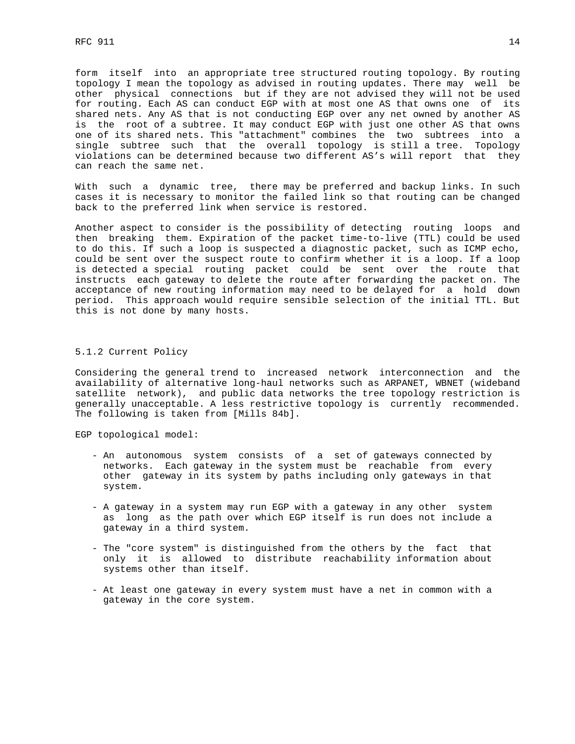form itself into an appropriate tree structured routing topology. By routing topology I mean the topology as advised in routing updates. There may well be other physical connections but if they are not advised they will not be used for routing. Each AS can conduct EGP with at most one AS that owns one of its shared nets. Any AS that is not conducting EGP over any net owned by another AS is the root of a subtree. It may conduct EGP with just one other AS that owns one of its shared nets. This "attachment" combines the two subtrees into a single subtree such that the overall topology is still a tree. Topology violations can be determined because two different AS's will report that they can reach the same net.

With such a dynamic tree, there may be preferred and backup links. In such cases it is necessary to monitor the failed link so that routing can be changed back to the preferred link when service is restored.

Another aspect to consider is the possibility of detecting routing loops and then breaking them. Expiration of the packet time-to-live (TTL) could be used to do this. If such a loop is suspected a diagnostic packet, such as ICMP echo, could be sent over the suspect route to confirm whether it is a loop. If a loop is detected a special routing packet could be sent over the route that instructs each gateway to delete the route after forwarding the packet on. The acceptance of new routing information may need to be delayed for a hold down period. This approach would require sensible selection of the initial TTL. But this is not done by many hosts.

### 5.1.2 Current Policy

Considering the general trend to increased network interconnection and the availability of alternative long-haul networks such as ARPANET, WBNET (wideband satellite network), and public data networks the tree topology restriction is generally unacceptable. A less restrictive topology is currently recommended. The following is taken from [Mills 84b].

EGP topological model:

- An autonomous system consists of a set of gateways connected by networks. Each gateway in the system must be reachable from every other gateway in its system by paths including only gateways in that system.

- A gateway in a system may run EGP with a gateway in any other system as long as the path over which EGP itself is run does not include a gateway in a third system.

- The "core system" is distinguished from the others by the fact that only it is allowed to distribute reachability information about systems other than itself.

- At least one gateway in every system must have a net in common with a gateway in the core system.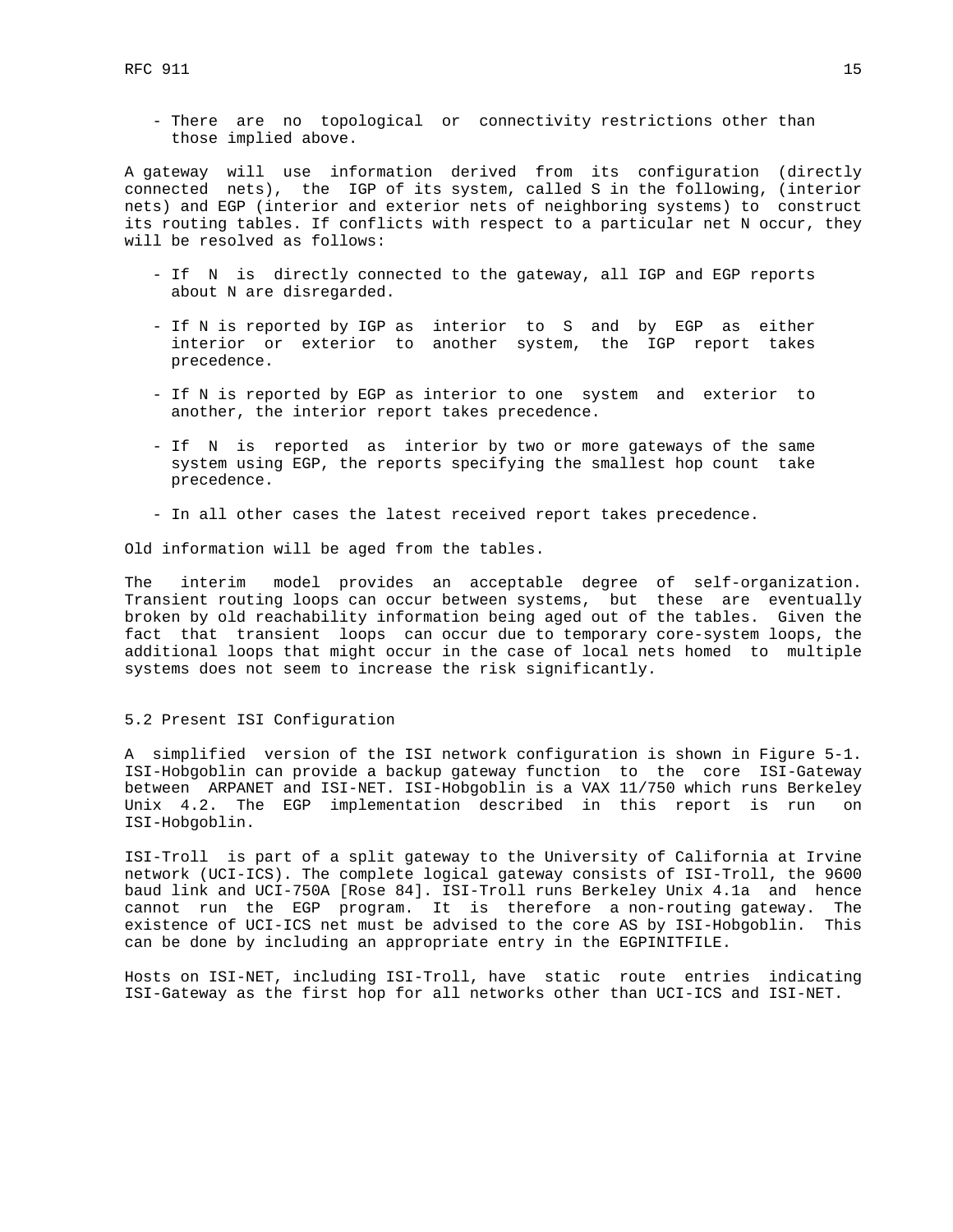- There are no topological or connectivity restrictions other than those implied above.

A gateway will use information derived from its configuration (directly connected nets), the IGP of its system, called S in the following, (interior nets) and EGP (interior and exterior nets of neighboring systems) to construct its routing tables. If conflicts with respect to a particular net N occur, they will be resolved as follows:

- If N is directly connected to the gateway, all IGP and EGP reports about N are disregarded.

- If N is reported by IGP as interior to S and by EGP as either interior or exterior to another system, the IGP report takes precedence.

- If N is reported by EGP as interior to one system and exterior to another, the interior report takes precedence.

- If N is reported as interior by two or more gateways of the same system using EGP, the reports specifying the smallest hop count take precedence.

- In all other cases the latest received report takes precedence.

Old information will be aged from the tables.

The interim model provides an acceptable degree of self-organization. Transient routing loops can occur between systems, but these are eventually broken by old reachability information being aged out of the tables. Given the fact that transient loops can occur due to temporary core-system loops, the additional loops that might occur in the case of local nets homed to multiple systems does not seem to increase the risk significantly.

## 5.2 Present ISI Configuration

A simplified version of the ISI network configuration is shown in Figure 5-1. ISI-Hobgoblin can provide a backup gateway function to the core ISI-Gateway between ARPANET and ISI-NET. ISI-Hobgoblin is a VAX 11/750 which runs Berkeley Unix 4.2. The EGP implementation described in this report is run on ISI-Hobgoblin.

ISI-Troll is part of a split gateway to the University of California at Irvine network (UCI-ICS). The complete logical gateway consists of ISI-Troll, the 9600 baud link and UCI-750A [Rose 84]. ISI-Troll runs Berkeley Unix 4.1a and hence cannot run the EGP program. It is therefore a non-routing gateway. The existence of UCI-ICS net must be advised to the core AS by ISI-Hobgoblin. This can be done by including an appropriate entry in the EGPINITFILE.

Hosts on ISI-NET, including ISI-Troll, have static route entries indicating ISI-Gateway as the first hop for all networks other than UCI-ICS and ISI-NET.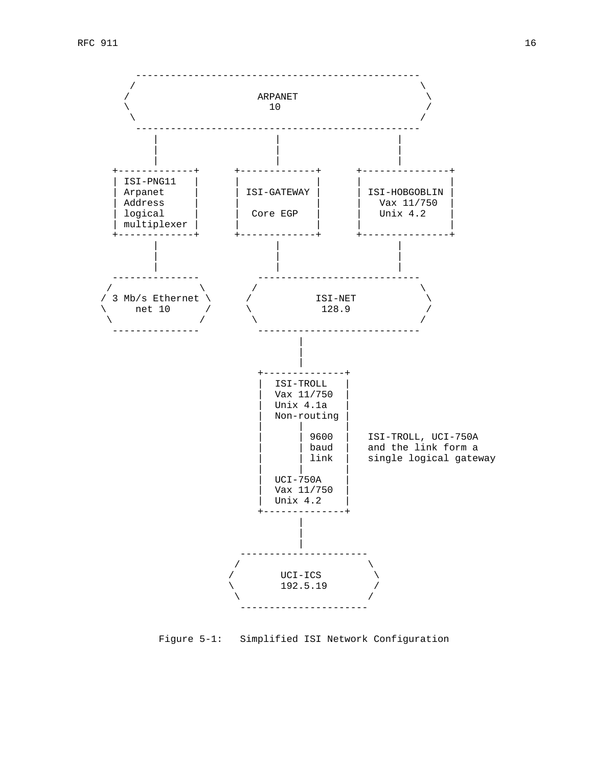```
           ------------------------------------------------
          /                                                \
         /                    ARPANET                       \
         \                      10                          /
          \                                                /
           ------------------------------------------------
               |                    |                    |
               |                    |                    |
               |                    |                    |
        +-------------+      +-------------+      +---------------+
        | ISI-PNG11   |      |             |      |               |
        | Arpanet     |      | ISI-GATEWAY |      | ISI-HOBGOBLIN |
        | Address     |      |             |      |   Vax 11/750  |
        | logical     |      |  Core EGP   |      |   Unix 4.2    |
        | multiplexer |      |             |      |               |
        +-------------+      +-------------+      +---------------+
               |                    |                    |
               |                    |                    |
               |                    |                    |
        ---------------        ----------------------------
       /               \      /                            \
      / 3 Mb/s Ethernet \    /           ISI-NET            \
      \     net 10      /    \            128.9             /
       \               /      \                            /
        ---------------        ----------------------------
                                      |
                                      |
                                      |
                               +--------------+
                               |  ISI-TROLL   |
                               |  Vax 11/750  |
                               |  Unix 4.1a   |
                               |  Non-routing |
                               |      |       |
                               |      | 9600  |   ISI-TROLL, UCI-750A
                               |      | baud  |   and the link form a
                               |      | link  |   single logical gateway
                               |      |       |
                               |  UCI-750A    |
                               |  Vax 11/750  |
                               |  Unix 4.2    |
                               +--------------+
                                      |
                                      |
                                      |
                            ----------------------
                           /                      \
                          /        UCI-ICS         \
                          \        192.5.19        /
                           \                      /
                            ----------------------
```

Figure 5-1:   Simplified ISI Network Configuration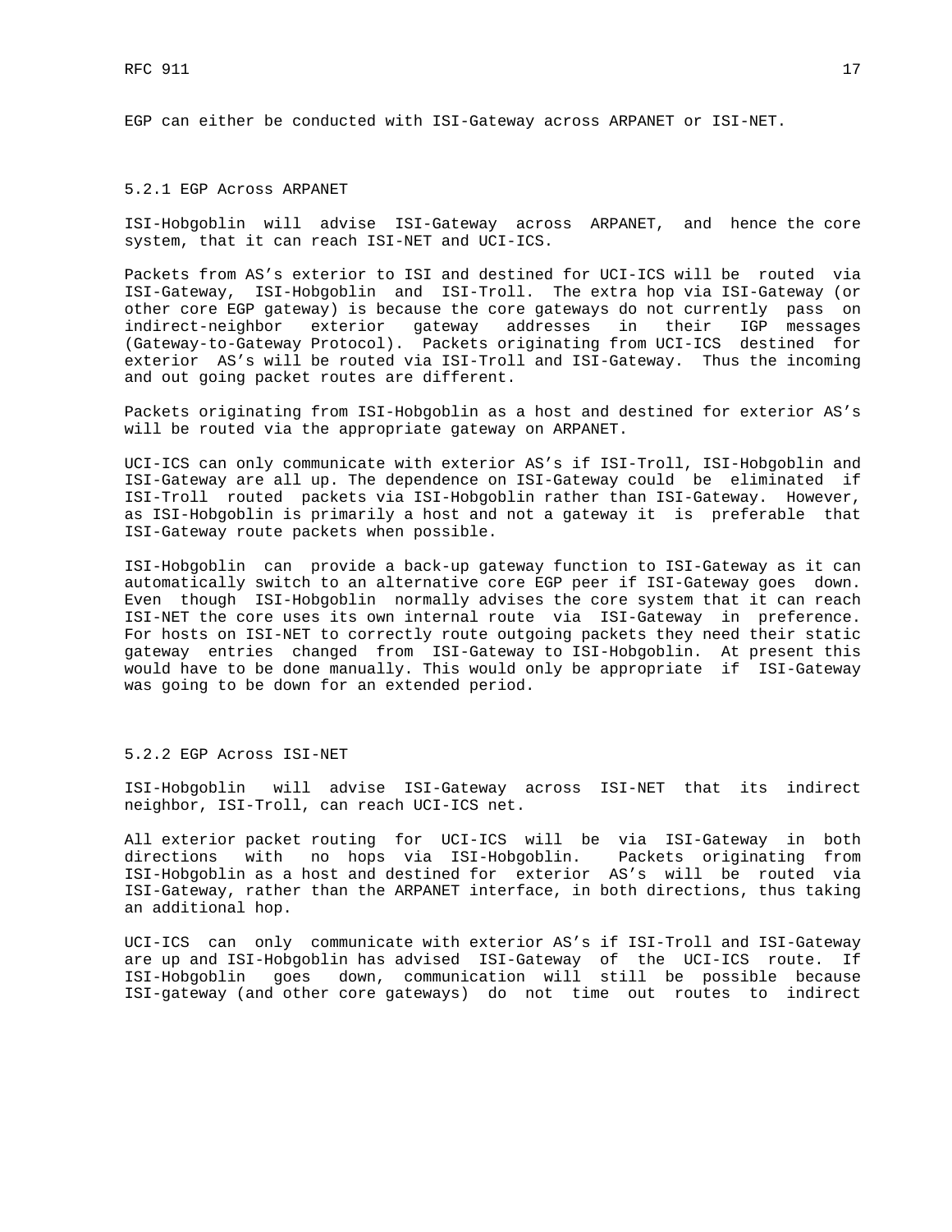EGP can either be conducted with ISI-Gateway across ARPANET or ISI-NET.

### 5.2.1 EGP Across ARPANET

ISI-Hobgoblin will advise ISI-Gateway across ARPANET, and hence the core system, that it can reach ISI-NET and UCI-ICS.

Packets from AS's exterior to ISI and destined for UCI-ICS will be routed via ISI-Gateway, ISI-Hobgoblin and ISI-Troll. The extra hop via ISI-Gateway (or other core EGP gateway) is because the core gateways do not currently pass on indirect-neighbor exterior gateway addresses in their IGP messages (Gateway-to-Gateway Protocol). Packets originating from UCI-ICS destined for exterior AS's will be routed via ISI-Troll and ISI-Gateway. Thus the incoming and out going packet routes are different.

Packets originating from ISI-Hobgoblin as a host and destined for exterior AS's will be routed via the appropriate gateway on ARPANET.

UCI-ICS can only communicate with exterior AS's if ISI-Troll, ISI-Hobgoblin and ISI-Gateway are all up. The dependence on ISI-Gateway could be eliminated if ISI-Troll routed packets via ISI-Hobgoblin rather than ISI-Gateway. However, as ISI-Hobgoblin is primarily a host and not a gateway it is preferable that ISI-Gateway route packets when possible.

ISI-Hobgoblin can provide a back-up gateway function to ISI-Gateway as it can automatically switch to an alternative core EGP peer if ISI-Gateway goes down. Even though ISI-Hobgoblin normally advises the core system that it can reach ISI-NET the core uses its own internal route via ISI-Gateway in preference. For hosts on ISI-NET to correctly route outgoing packets they need their static gateway entries changed from ISI-Gateway to ISI-Hobgoblin. At present this would have to be done manually. This would only be appropriate if ISI-Gateway was going to be down for an extended period.

### 5.2.2 EGP Across ISI-NET

ISI-Hobgoblin will advise ISI-Gateway across ISI-NET that its indirect neighbor, ISI-Troll, can reach UCI-ICS net.

All exterior packet routing for UCI-ICS will be via ISI-Gateway in both directions with no hops via ISI-Hobgoblin. Packets originating from ISI-Hobgoblin as a host and destined for exterior AS's will be routed via ISI-Gateway, rather than the ARPANET interface, in both directions, thus taking an additional hop.

UCI-ICS can only communicate with exterior AS's if ISI-Troll and ISI-Gateway are up and ISI-Hobgoblin has advised ISI-Gateway of the UCI-ICS route. If ISI-Hobgoblin goes down, communication will still be possible because ISI-gateway (and other core gateways) do not time out routes to indirect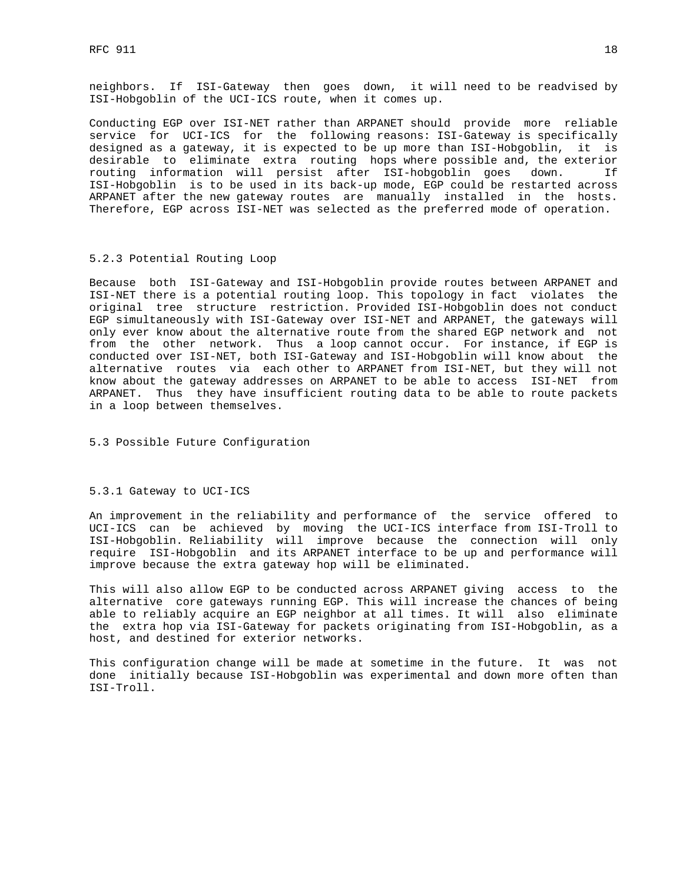neighbors. If ISI-Gateway then goes down, it will need to be readvised by ISI-Hobgoblin of the UCI-ICS route, when it comes up.

Conducting EGP over ISI-NET rather than ARPANET should provide more reliable service for UCI-ICS for the following reasons: ISI-Gateway is specifically designed as a gateway, it is expected to be up more than ISI-Hobgoblin, it is desirable to eliminate extra routing hops where possible and, the exterior routing information will persist after ISI-hobgoblin goes down. If ISI-Hobgoblin is to be used in its back-up mode, EGP could be restarted across ARPANET after the new gateway routes are manually installed in the hosts. Therefore, EGP across ISI-NET was selected as the preferred mode of operation.

### 5.2.3 Potential Routing Loop

Because both ISI-Gateway and ISI-Hobgoblin provide routes between ARPANET and ISI-NET there is a potential routing loop. This topology in fact violates the original tree structure restriction. Provided ISI-Hobgoblin does not conduct EGP simultaneously with ISI-Gateway over ISI-NET and ARPANET, the gateways will only ever know about the alternative route from the shared EGP network and not from the other network. Thus a loop cannot occur. For instance, if EGP is conducted over ISI-NET, both ISI-Gateway and ISI-Hobgoblin will know about the alternative routes via each other to ARPANET from ISI-NET, but they will not know about the gateway addresses on ARPANET to be able to access ISI-NET from ARPANET. Thus they have insufficient routing data to be able to route packets in a loop between themselves.

## 5.3 Possible Future Configuration

### 5.3.1 Gateway to UCI-ICS

An improvement in the reliability and performance of the service offered to UCI-ICS can be achieved by moving the UCI-ICS interface from ISI-Troll to ISI-Hobgoblin. Reliability will improve because the connection will only require ISI-Hobgoblin and its ARPANET interface to be up and performance will improve because the extra gateway hop will be eliminated.

This will also allow EGP to be conducted across ARPANET giving access to the alternative core gateways running EGP. This will increase the chances of being able to reliably acquire an EGP neighbor at all times. It will also eliminate the extra hop via ISI-Gateway for packets originating from ISI-Hobgoblin, as a host, and destined for exterior networks.

This configuration change will be made at sometime in the future. It was not done initially because ISI-Hobgoblin was experimental and down more often than ISI-Troll.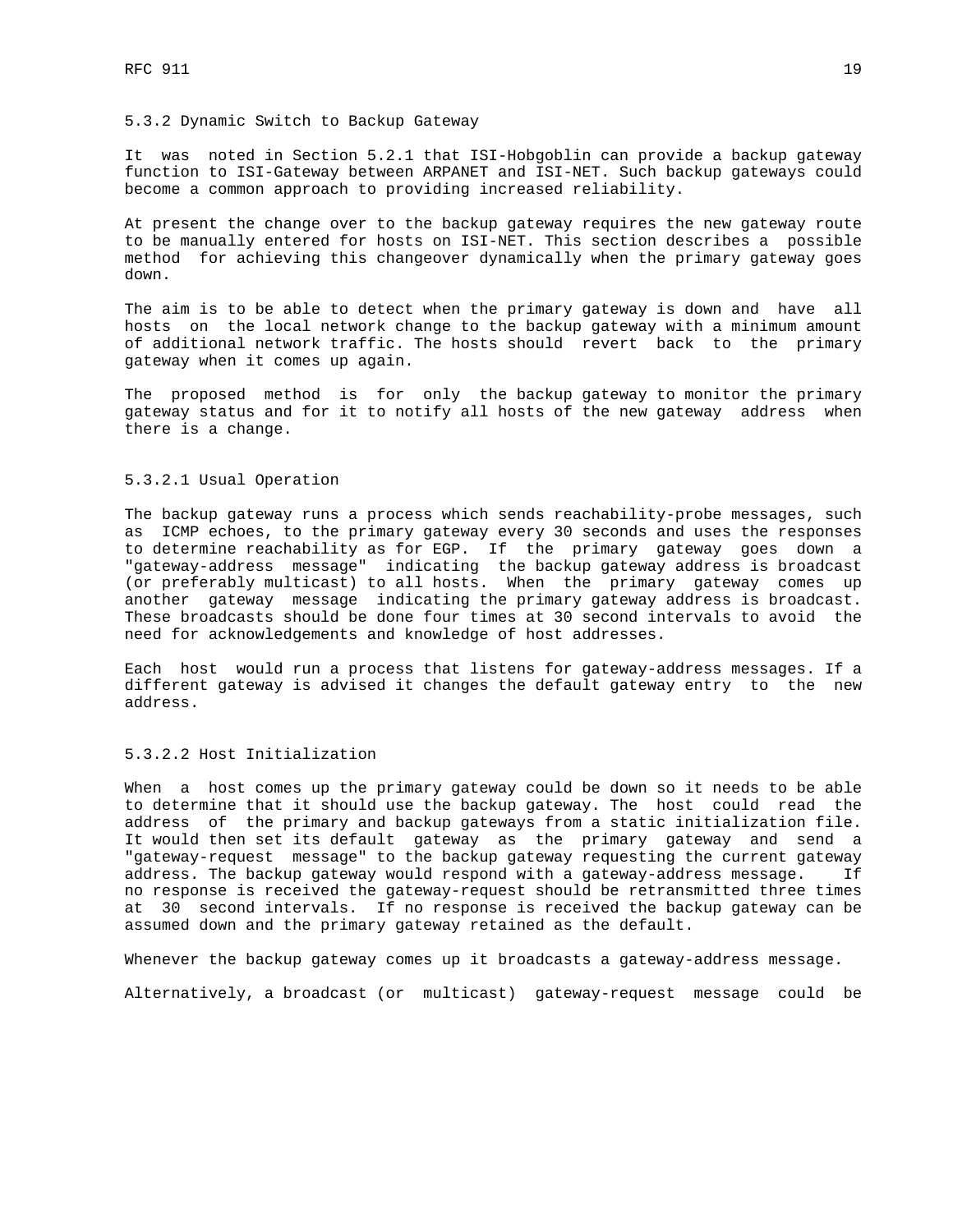### 5.3.2 Dynamic Switch to Backup Gateway

It was noted in Section 5.2.1 that ISI-Hobgoblin can provide a backup gateway function to ISI-Gateway between ARPANET and ISI-NET. Such backup gateways could become a common approach to providing increased reliability.

At present the change over to the backup gateway requires the new gateway route to be manually entered for hosts on ISI-NET. This section describes a possible method for achieving this changeover dynamically when the primary gateway goes down.

The aim is to be able to detect when the primary gateway is down and have all hosts on the local network change to the backup gateway with a minimum amount of additional network traffic. The hosts should revert back to the primary gateway when it comes up again.

The proposed method is for only the backup gateway to monitor the primary gateway status and for it to notify all hosts of the new gateway address when there is a change.

#### 5.3.2.1 Usual Operation

The backup gateway runs a process which sends reachability-probe messages, such as ICMP echoes, to the primary gateway every 30 seconds and uses the responses to determine reachability as for EGP. If the primary gateway goes down a "gateway-address message" indicating the backup gateway address is broadcast (or preferably multicast) to all hosts. When the primary gateway comes up another gateway message indicating the primary gateway address is broadcast. These broadcasts should be done four times at 30 second intervals to avoid the need for acknowledgements and knowledge of host addresses.

Each host would run a process that listens for gateway-address messages. If a different gateway is advised it changes the default gateway entry to the new address.

#### 5.3.2.2 Host Initialization

When a host comes up the primary gateway could be down so it needs to be able to determine that it should use the backup gateway. The host could read the address of the primary and backup gateways from a static initialization file. It would then set its default gateway as the primary gateway and send a "gateway-request message" to the backup gateway requesting the current gateway address. The backup gateway would respond with a gateway-address message. If no response is received the gateway-request should be retransmitted three times at 30 second intervals. If no response is received the backup gateway can be assumed down and the primary gateway retained as the default.

Whenever the backup gateway comes up it broadcasts a gateway-address message.

Alternatively, a broadcast (or multicast) gateway-request message could be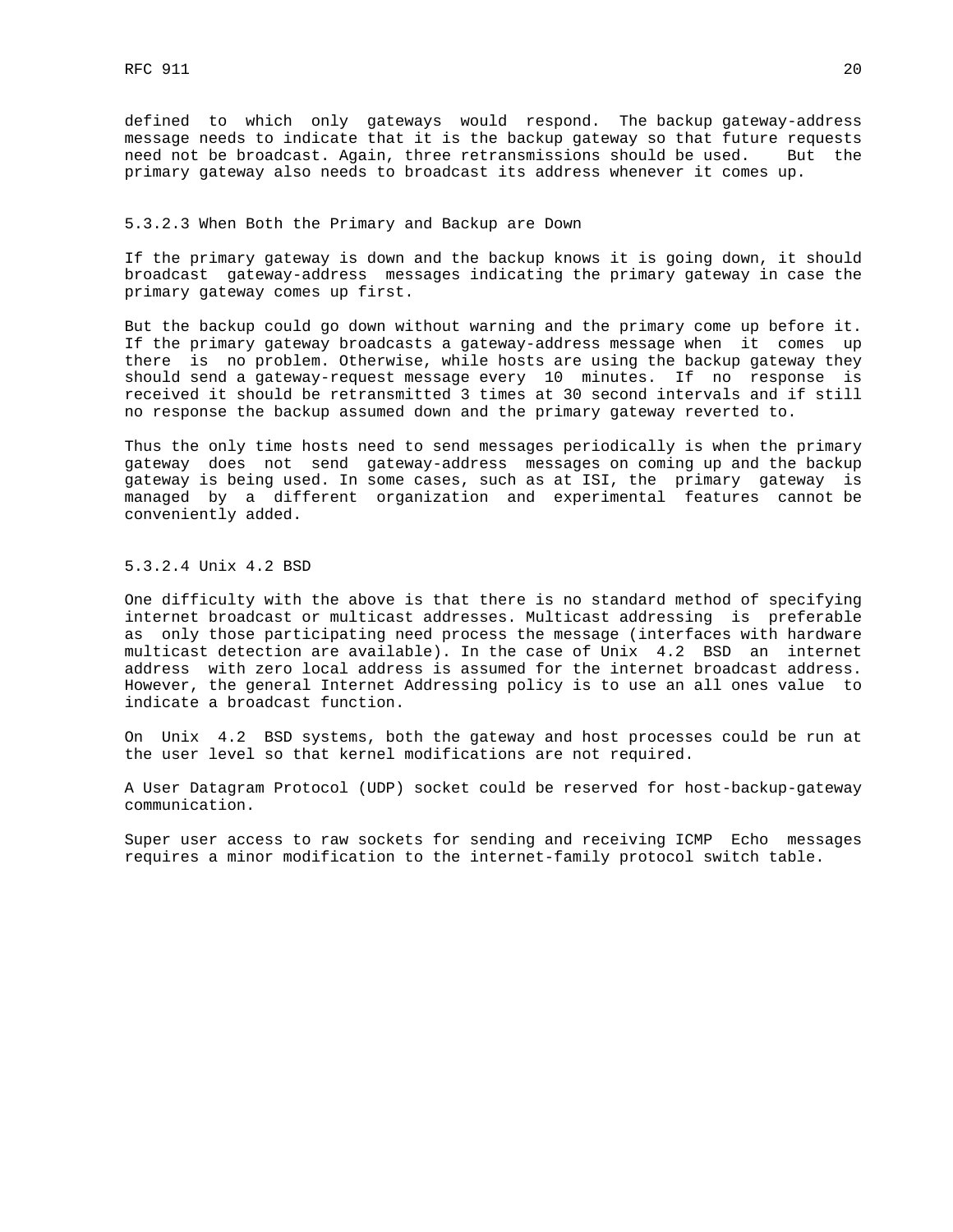defined to which only gateways would respond. The backup gateway-address message needs to indicate that it is the backup gateway so that future requests need not be broadcast. Again, three retransmissions should be used. But the primary gateway also needs to broadcast its address whenever it comes up.

#### 5.3.2.3 When Both the Primary and Backup are Down

If the primary gateway is down and the backup knows it is going down, it should broadcast gateway-address messages indicating the primary gateway in case the primary gateway comes up first.

But the backup could go down without warning and the primary come up before it. If the primary gateway broadcasts a gateway-address message when it comes up there is no problem. Otherwise, while hosts are using the backup gateway they should send a gateway-request message every 10 minutes. If no response is received it should be retransmitted 3 times at 30 second intervals and if still no response the backup assumed down and the primary gateway reverted to.

Thus the only time hosts need to send messages periodically is when the primary gateway does not send gateway-address messages on coming up and the backup gateway is being used. In some cases, such as at ISI, the primary gateway is managed by a different organization and experimental features cannot be conveniently added.

#### 5.3.2.4 Unix 4.2 BSD

One difficulty with the above is that there is no standard method of specifying internet broadcast or multicast addresses. Multicast addressing is preferable as only those participating need process the message (interfaces with hardware multicast detection are available). In the case of Unix 4.2 BSD an internet address with zero local address is assumed for the internet broadcast address. However, the general Internet Addressing policy is to use an all ones value to indicate a broadcast function.

On Unix 4.2 BSD systems, both the gateway and host processes could be run at the user level so that kernel modifications are not required.

A User Datagram Protocol (UDP) socket could be reserved for host-backup-gateway communication.

Super user access to raw sockets for sending and receiving ICMP Echo messages requires a minor modification to the internet-family protocol switch table.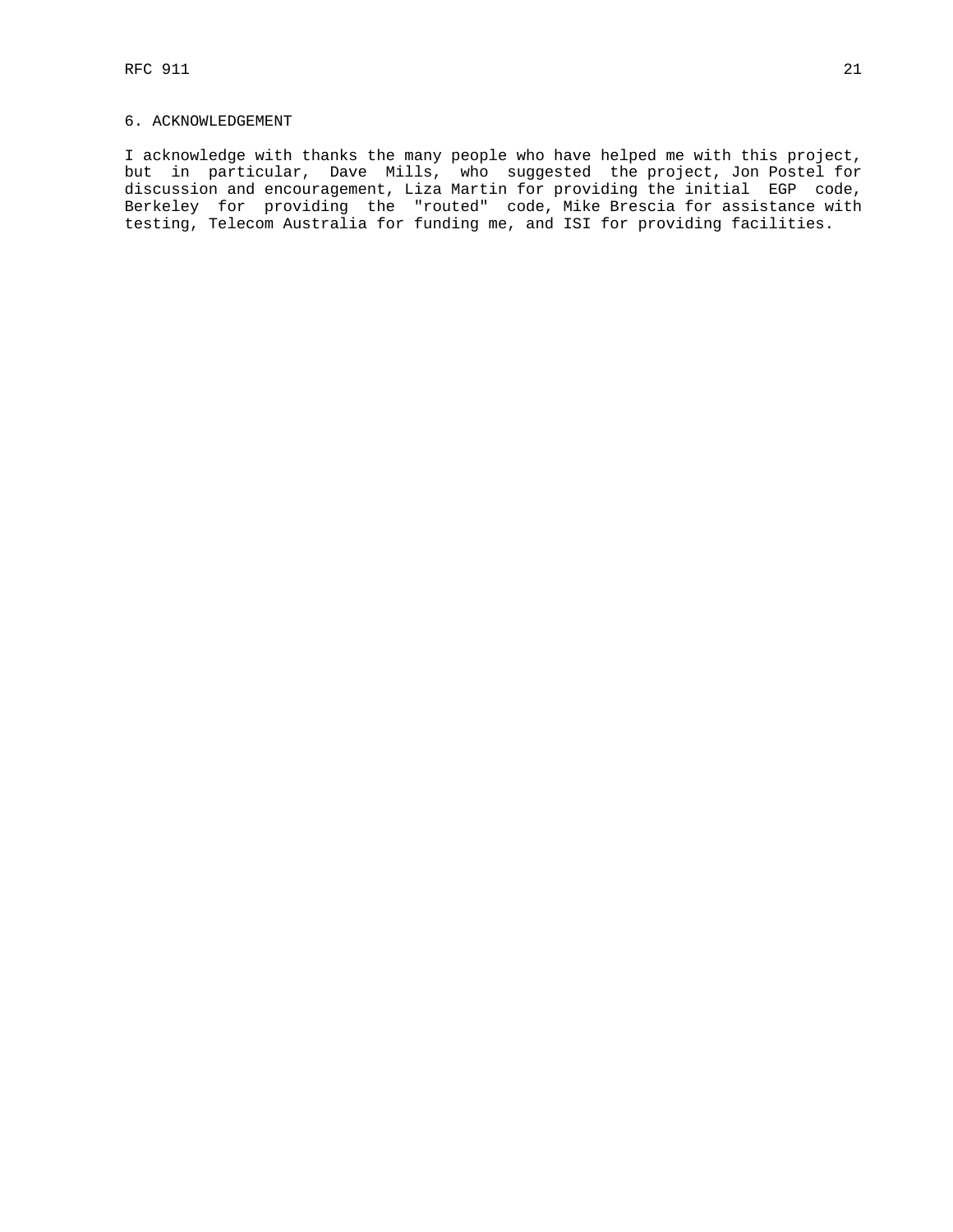## 6. ACKNOWLEDGEMENT

I acknowledge with thanks the many people who have helped me with this project, but in particular, Dave Mills, who suggested the project, Jon Postel for discussion and encouragement, Liza Martin for providing the initial EGP code, Berkeley for providing the "routed" code, Mike Brescia for assistance with testing, Telecom Australia for funding me, and ISI for providing facilities.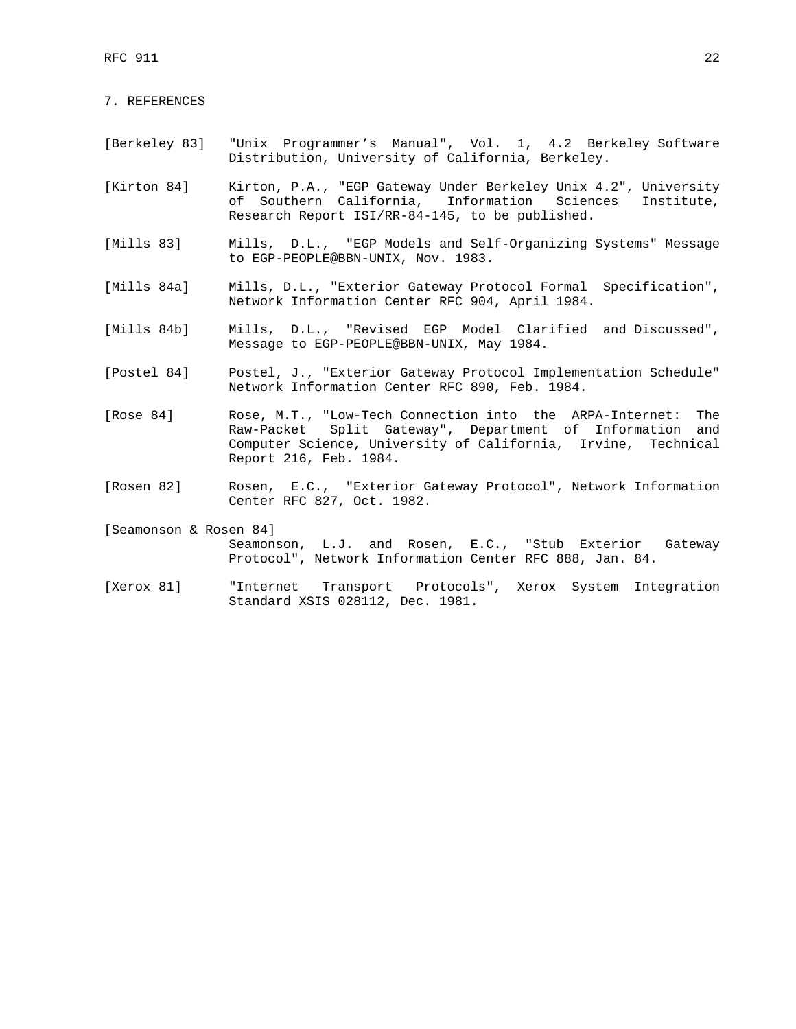## 7. REFERENCES

[Berkeley 83] "Unix Programmer’s Manual", Vol. 1, 4.2 Berkeley Software Distribution, University of California, Berkeley.

[Kirton 84] Kirton, P.A., "EGP Gateway Under Berkeley Unix 4.2", University of Southern California, Information Sciences Institute, Research Report ISI/RR-84-145, to be published.

[Mills 83] Mills, D.L., "EGP Models and Self-Organizing Systems" Message to EGP-PEOPLE@BBN-UNIX, Nov. 1983.

[Mills 84a] Mills, D.L., "Exterior Gateway Protocol Formal Specification", Network Information Center RFC 904, April 1984.

[Mills 84b] Mills, D.L., "Revised EGP Model Clarified and Discussed", Message to EGP-PEOPLE@BBN-UNIX, May 1984.

[Postel 84] Postel, J., "Exterior Gateway Protocol Implementation Schedule" Network Information Center RFC 890, Feb. 1984.

[Rose 84] Rose, M.T., "Low-Tech Connection into the ARPA-Internet: The Raw-Packet Split Gateway", Department of Information and Computer Science, University of California, Irvine, Technical Report 216, Feb. 1984.

[Rosen 82] Rosen, E.C., "Exterior Gateway Protocol", Network Information Center RFC 827, Oct. 1982.

[Seamonson & Rosen 84] Seamonson, L.J. and Rosen, E.C., "Stub Exterior Gateway Protocol", Network Information Center RFC 888, Jan. 84.

[Xerox 81] "Internet Transport Protocols", Xerox System Integration Standard XSIS 028112, Dec. 1981.